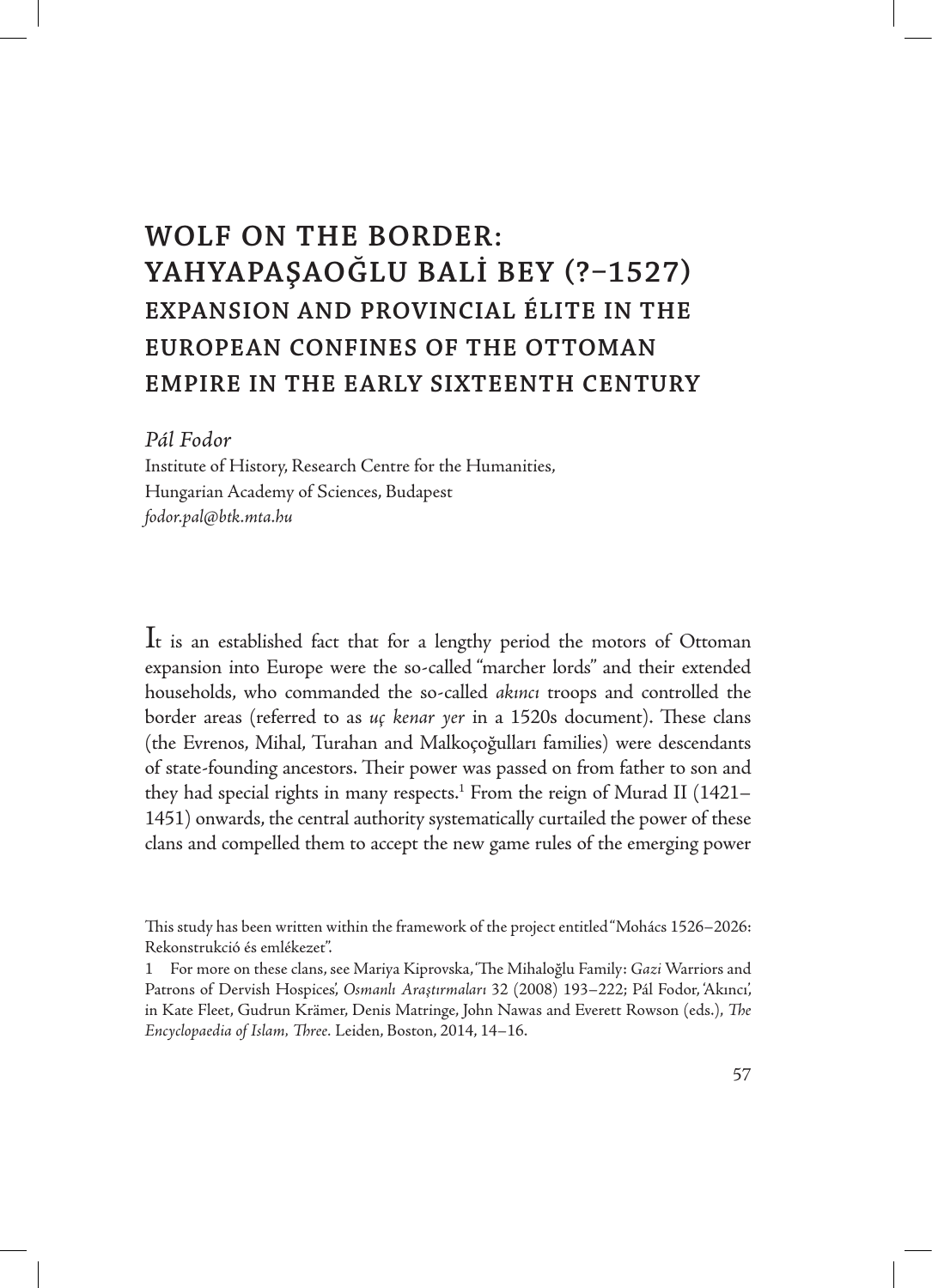# WOLF ON THE BORDER: YAHYAPAŞAOĞLU BALİ BEY (?–1527)

## EXPANSION AND PROVINCIAL ÉLITE IN THE EUROPEAN CONFINES OF THE OTTOMAN EMPIRE IN THE EARLY SIXTEENTH CENTURY

*Pál Fodor*

Institute of History, Research Centre for the Humanities,
Hungarian Academy of Sciences, Budapest
*fodor.pal@btk.mta.hu*

It is an established fact that for a lengthy period the motors of Ottoman expansion into Europe were the so-called "marcher lords" and their extended households, who commanded the so-called *akıncı* troops and controlled the border areas (referred to as *uç kenar yer* in a 1520s document). These clans (the Evrenos, Mihal, Turahan and Malkoçoğulları families) were descendants of state-founding ancestors. Their power was passed on from father to son and they had special rights in many respects.[1] From the reign of Murad II (1421–1451) onwards, the central authority systematically curtailed the power of these clans and compelled them to accept the new game rules of the emerging power

This study has been written within the framework of the project entitled "Mohács 1526–2026: Rekonstrukció és emlékezet".

1 For more on these clans, see Mariya Kiprovska, 'The Mihaloğlu Family: *Gazi* Warriors and Patrons of Dervish Hospices', *Osmanlı Araştırmaları* 32 (2008) 193–222; Pál Fodor, 'Akıncı', in Kate Fleet, Gudrun Krämer, Denis Matringe, John Nawas and Everett Rowson (eds.), *The Encyclopaedia of Islam, Three*. Leiden, Boston, 2014, 14–16.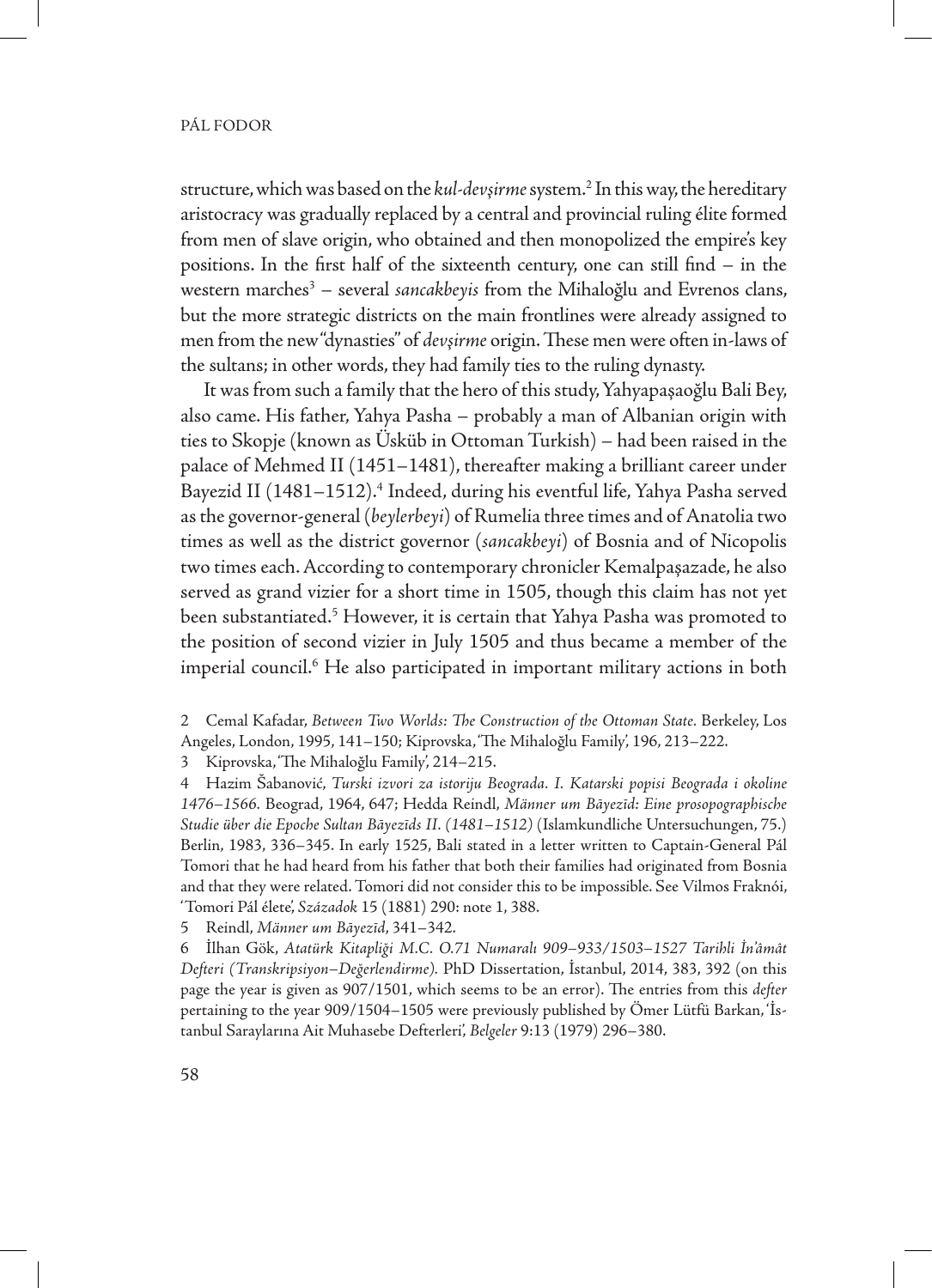structure, which was based on the *kul-devşirme* system.[2] In this way, the hereditary aristocracy was gradually replaced by a central and provincial ruling élite formed from men of slave origin, who obtained and then monopolized the empire's key positions. In the first half of the sixteenth century, one can still find – in the western marches[3] – several *sancakbeyis* from the Mihaloğlu and Evrenos clans, but the more strategic districts on the main frontlines were already assigned to men from the new "dynasties" of *devşirme* origin. These men were often in-laws of the sultans; in other words, they had family ties to the ruling dynasty.

It was from such a family that the hero of this study, Yahyapaşaoğlu Bali Bey, also came. His father, Yahya Pasha – probably a man of Albanian origin with ties to Skopje (known as Üsküb in Ottoman Turkish) – had been raised in the palace of Mehmed II (1451–1481), thereafter making a brilliant career under Bayezid II (1481–1512).[4] Indeed, during his eventful life, Yahya Pasha served as the governor-general (*beylerbeyi*) of Rumelia three times and of Anatolia two times as well as the district governor (*sancakbeyi*) of Bosnia and of Nicopolis two times each. According to contemporary chronicler Kemalpaşazade, he also served as grand vizier for a short time in 1505, though this claim has not yet been substantiated.[5] However, it is certain that Yahya Pasha was promoted to the position of second vizier in July 1505 and thus became a member of the imperial council.[6] He also participated in important military actions in both

2 Cemal Kafadar, *Between Two Worlds: The Construction of the Ottoman State*. Berkeley, Los Angeles, London, 1995, 141–150; Kiprovska, 'The Mihaloğlu Family', 196, 213–222.

3 Kiprovska, 'The Mihaloğlu Family', 214–215.

4 Hazim Šabanović, *Turski izvori za istoriju Beograda. I. Katarski popisi Beograda i okoline 1476–1566.* Beograd, 1964, 647; Hedda Reindl, *Männer um Bāyezīd: Eine prosopographische Studie über die Epoche Sultan Bāyezīds II. (1481–1512)* (Islamkundliche Untersuchungen, 75.) Berlin, 1983, 336–345. In early 1525, Bali stated in a letter written to Captain-General Pál Tomori that he had heard from his father that both their families had originated from Bosnia and that they were related. Tomori did not consider this to be impossible. See Vilmos Fraknói, 'Tomori Pál élete', *Századok* 15 (1881) 290: note 1, 388.

5 Reindl, *Männer um Bāyezīd*, 341–342.

6 İlhan Gök, *Atatürk Kitaplığı M.C. O.71 Numaralı 909–933/1503–1527 Tarihli İn'âmât Defteri (Transkripsiyon–Değerlendirme).* PhD Dissertation, İstanbul, 2014, 383, 392 (on this page the year is given as 907/1501, which seems to be an error). The entries from this *defter* pertaining to the year 909/1504–1505 were previously published by Ömer Lütfü Barkan, 'İstanbul Saraylarına Ait Muhasebe Defterleri', *Belgeler* 9:13 (1979) 296–380.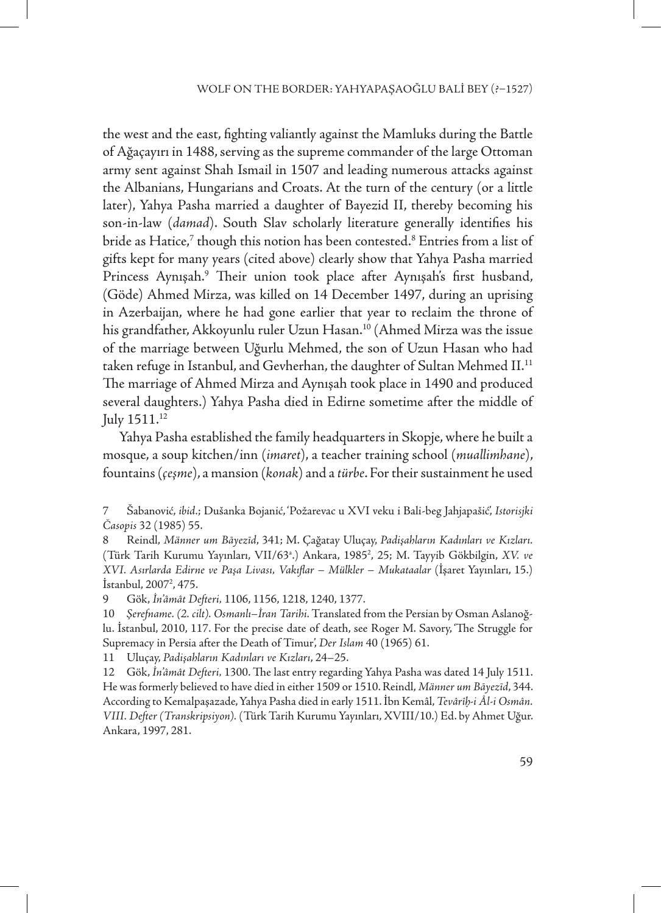the west and the east, fighting valiantly against the Mamluks during the Battle of Ağaçayırı in 1488, serving as the supreme commander of the large Ottoman army sent against Shah Ismail in 1507 and leading numerous attacks against the Albanians, Hungarians and Croats. At the turn of the century (or a little later), Yahya Pasha married a daughter of Bayezid II, thereby becoming his son-in-law (*damad*). South Slav scholarly literature generally identifies his bride as Hatice,[7] though this notion has been contested.[8] Entries from a list of gifts kept for many years (cited above) clearly show that Yahya Pasha married Princess Aynışah.[9] Their union took place after Aynışah's first husband, (Göde) Ahmed Mirza, was killed on 14 December 1497, during an uprising in Azerbaijan, where he had gone earlier that year to reclaim the throne of his grandfather, Akkoyunlu ruler Uzun Hasan.[10] (Ahmed Mirza was the issue of the marriage between Uğurlu Mehmed, the son of Uzun Hasan who had taken refuge in Istanbul, and Gevherhan, the daughter of Sultan Mehmed II.[11] The marriage of Ahmed Mirza and Aynışah took place in 1490 and produced several daughters.) Yahya Pasha died in Edirne sometime after the middle of July 1511.[12]

Yahya Pasha established the family headquarters in Skopje, where he built a mosque, a soup kitchen/inn (*imaret*), a teacher training school (*muallimhane*), fountains (*çeşme*), a mansion (*konak*) and a *türbe*. For their sustainment he used

7 Šabanović, *ibid*.; Dušanka Bojanić, 'Požarevac u XVI veku i Bali-beg Jahjapašić', *Istorisjki Časopis* 32 (1985) 55.

8 Reindl, *Männer um Bāyezīd*, 341; M. Çağatay Uluçay, *Padişahların Kadınları ve Kızları*. (Türk Tarih Kurumu Yayınları, VII/63a.) Ankara, 1985², 25; M. Tayyib Gökbilgin, *XV. ve XVI. Asırlarda Edirne ve Paşa Livası, Vakıflar – Mülkler – Mukataalar* (İşaret Yayınları, 15.) İstanbul, 2007², 475.

9 Gök, *İn'âmât Defteri*, 1106, 1156, 1218, 1240, 1377.

10 *Şerefname*. (*2. cilt*). *Osmanlı–İran Tarihi*. Translated from the Persian by Osman Aslanoğlu. İstanbul, 2010, 117. For the precise date of death, see Roger M. Savory, 'The Struggle for Supremacy in Persia after the Death of Timur', *Der Islam* 40 (1965) 61.

11 Uluçay, *Padişahların Kadınları ve Kızları*, 24–25.

12 Gök, *İn'âmât Defteri*, 1300. The last entry regarding Yahya Pasha was dated 14 July 1511. He was formerly believed to have died in either 1509 or 1510. Reindl, *Männer um Bāyezīd*, 344. According to Kemalpaşazade, Yahya Pasha died in early 1511. İbn Kemâl, *Tevârîḫ-i Âl-i Osmân. VIII. Defter (Transkripsiyon).* (Türk Tarih Kurumu Yayınları, XVIII/10.) Ed. by Ahmet Uğur. Ankara, 1997, 281.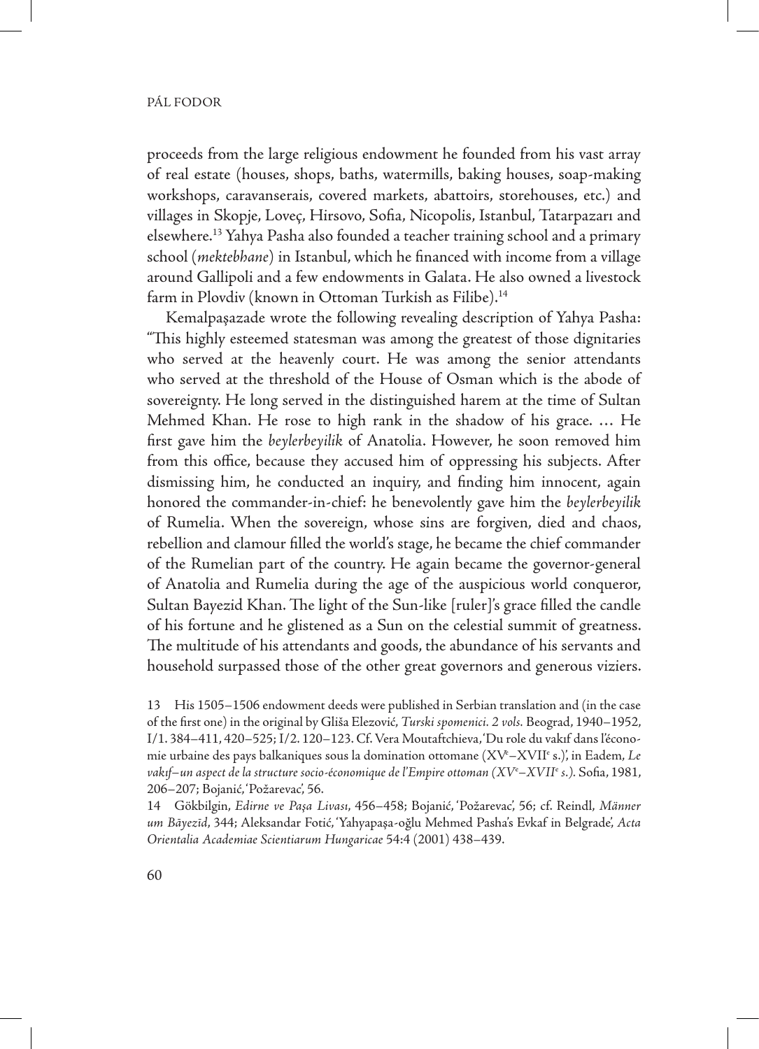proceeds from the large religious endowment he founded from his vast array of real estate (houses, shops, baths, watermills, baking houses, soap-making workshops, caravanserais, covered markets, abattoirs, storehouses, etc.) and villages in Skopje, Loveç, Hirsovo, Sofia, Nicopolis, Istanbul, Tatarpazarı and elsewhere.[13] Yahya Pasha also founded a teacher training school and a primary school (*mektebhane*) in Istanbul, which he financed with income from a village around Gallipoli and a few endowments in Galata. He also owned a livestock farm in Plovdiv (known in Ottoman Turkish as Filibe).[14]

Kemalpaşazade wrote the following revealing description of Yahya Pasha: "This highly esteemed statesman was among the greatest of those dignitaries who served at the heavenly court. He was among the senior attendants who served at the threshold of the House of Osman which is the abode of sovereignty. He long served in the distinguished harem at the time of Sultan Mehmed Khan. He rose to high rank in the shadow of his grace. … He first gave him the *beylerbeyilik* of Anatolia. However, he soon removed him from this office, because they accused him of oppressing his subjects. After dismissing him, he conducted an inquiry, and finding him innocent, again honored the commander-in-chief: he benevolently gave him the *beylerbeyilik* of Rumelia. When the sovereign, whose sins are forgiven, died and chaos, rebellion and clamour filled the world's stage, he became the chief commander of the Rumelian part of the country. He again became the governor-general of Anatolia and Rumelia during the age of the auspicious world conqueror, Sultan Bayezid Khan. The light of the Sun-like [ruler]'s grace filled the candle of his fortune and he glistened as a Sun on the celestial summit of greatness. The multitude of his attendants and goods, the abundance of his servants and household surpassed those of the other great governors and generous viziers.

13 His 1505–1506 endowment deeds were published in Serbian translation and (in the case of the first one) in the original by Gliša Elezović, *Turski spomenici. 2 vols.* Beograd, 1940–1952, I/1. 384–411, 420–525; I/2. 120–123. Cf. Vera Moutaftchieva, 'Du role du vakıf dans l'économie urbaine des pays balkaniques sous la domination ottomane (XV[e]–XVII[e] s.)', in Eadem, *Le vakıf–un aspect de la structure socio-économique de l'Empire ottoman (XV[e]–XVII[e] s.).* Sofia, 1981, 206–207; Bojanić, 'Požarevac', 56.

14 Gökbilgin, *Edirne ve Paşa Livası*, 456–458; Bojanić, 'Požarevac', 56; cf. Reindl, *Männer um Bāyezīd*, 344; Aleksandar Fotić, 'Yahyapaşa-oğlu Mehmed Pasha's Evkaf in Belgrade', *Acta Orientalia Academiae Scientiarum Hungaricae* 54:4 (2001) 438–439.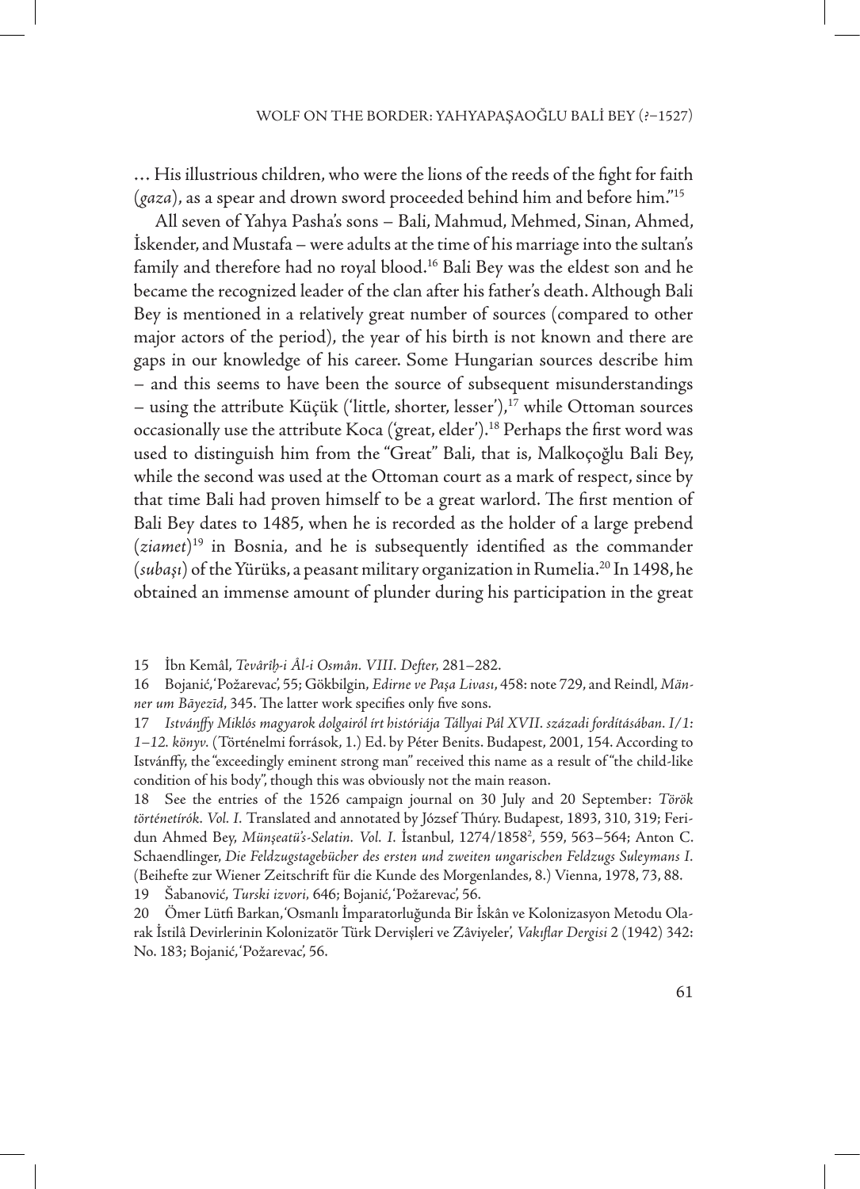… His illustrious children, who were the lions of the reeds of the fight for faith (*gaza*), as a spear and drown sword proceeded behind him and before him."[15]

All seven of Yahya Pasha's sons – Bali, Mahmud, Mehmed, Sinan, Ahmed, İskender, and Mustafa – were adults at the time of his marriage into the sultan's family and therefore had no royal blood.[16] Bali Bey was the eldest son and he became the recognized leader of the clan after his father's death. Although Bali Bey is mentioned in a relatively great number of sources (compared to other major actors of the period), the year of his birth is not known and there are gaps in our knowledge of his career. Some Hungarian sources describe him – and this seems to have been the source of subsequent misunderstandings – using the attribute Küçük ('little, shorter, lesser'),[17] while Ottoman sources occasionally use the attribute Koca ('great, elder').[18] Perhaps the first word was used to distinguish him from the "Great" Bali, that is, Malkoçoğlu Bali Bey, while the second was used at the Ottoman court as a mark of respect, since by that time Bali had proven himself to be a great warlord. The first mention of Bali Bey dates to 1485, when he is recorded as the holder of a large prebend (*ziamet*)[19] in Bosnia, and he is subsequently identified as the commander (*subaşı*) of the Yürüks, a peasant military organization in Rumelia.[20] In 1498, he obtained an immense amount of plunder during his participation in the great

---

15 İbn Kemâl, *Tevârîḫ-i Âl-i Osmân. VIII. Defter,* 281–282.

16 Bojanić, 'Požarevac', 55; Gökbilgin, *Edirne ve Paşa Livası*, 458: note 729, and Reindl, *Männer um Bāyezīd*, 345. The latter work specifies only five sons.

17 *Istvánffy Miklós magyarok dolgairól írt históriája Tállyai Pál XVII. századi fordításában. I/1: 1–12. könyv.* (Történelmi források, 1.) Ed. by Péter Benits. Budapest, 2001, 154. According to Istvánffy, the "exceedingly eminent strong man" received this name as a result of "the child-like condition of his body", though this was obviously not the main reason.

18 See the entries of the 1526 campaign journal on 30 July and 20 September: *Török történetírók. Vol. I.* Translated and annotated by József Thúry. Budapest, 1893, 310, 319; Feridun Ahmed Bey, *Münşeatü's-Selatin. Vol. I.* İstanbul, 1274/1858², 559, 563–564; Anton C. Schaendlinger, *Die Feldzugstagebücher des ersten und zweiten ungarischen Feldzugs Suleymans I.* (Beihefte zur Wiener Zeitschrift für die Kunde des Morgenlandes, 8.) Vienna, 1978, 73, 88.

19 Šabanović, *Turski izvori*, 646; Bojanić, 'Požarevac', 56.

20 Ömer Lütfi Barkan, 'Osmanlı İmparatorluğunda Bir İskân ve Kolonizasyon Metodu Olarak İstilâ Devirlerinin Kolonizatör Türk Dervişleri ve Zâviyeler', *Vakıflar Dergisi* 2 (1942) 342: No. 183; Bojanić, 'Požarevac', 56.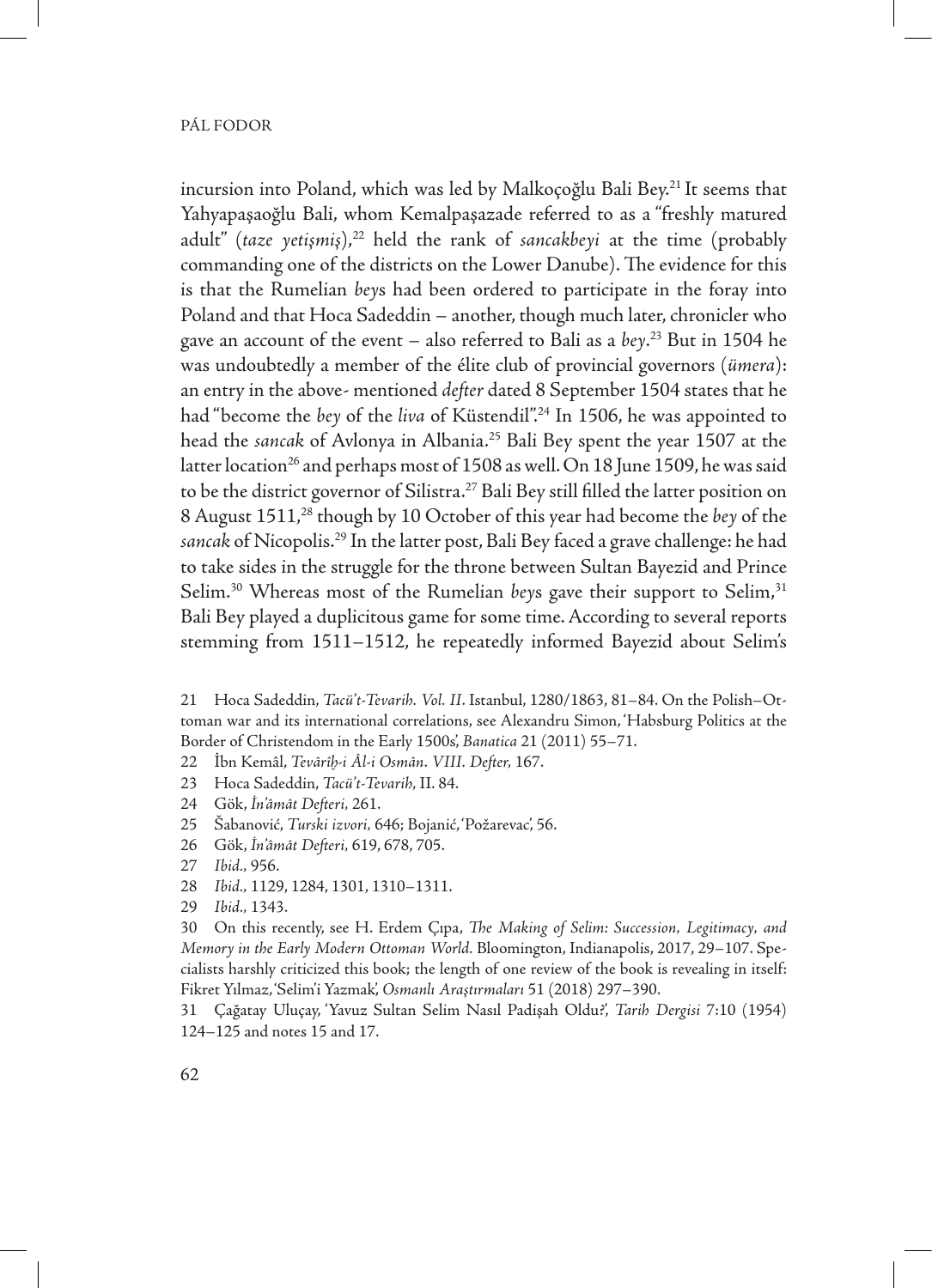incursion into Poland, which was led by Malkoçoğlu Bali Bey.[21] It seems that Yahyapaşaoğlu Bali, whom Kemalpaşazade referred to as a "freshly matured adult" (*taze yetişmiş*),[22] held the rank of *sancakbeyi* at the time (probably commanding one of the districts on the Lower Danube). The evidence for this is that the Rumelian *bey*s had been ordered to participate in the foray into Poland and that Hoca Sadeddin – another, though much later, chronicler who gave an account of the event – also referred to Bali as a *bey*.[23] But in 1504 he was undoubtedly a member of the élite club of provincial governors (*ümera*): an entry in the above- mentioned *defter* dated 8 September 1504 states that he had "become the *bey* of the *liva* of Küstendil".[24] In 1506, he was appointed to head the *sancak* of Avlonya in Albania.[25] Bali Bey spent the year 1507 at the latter location[26] and perhaps most of 1508 as well. On 18 June 1509, he was said to be the district governor of Silistra.[27] Bali Bey still filled the latter position on 8 August 1511,[28] though by 10 October of this year had become the *bey* of the *sancak* of Nicopolis.[29] In the latter post, Bali Bey faced a grave challenge: he had to take sides in the struggle for the throne between Sultan Bayezid and Prince Selim.[30] Whereas most of the Rumelian *bey*s gave their support to Selim,[31] Bali Bey played a duplicitous game for some time. According to several reports stemming from 1511–1512, he repeatedly informed Bayezid about Selim's

21 Hoca Sadeddin, *Tacü't-Tevarih. Vol. II*. Istanbul, 1280/1863, 81–84. On the Polish–Ottoman war and its international correlations, see Alexandru Simon, 'Habsburg Politics at the Border of Christendom in the Early 1500s', *Banatica* 21 (2011) 55–71.

22 İbn Kemâl, *Tevârîḫ-i Âl-i Osmân. VIII. Defter,* 167.

23 Hoca Sadeddin, *Tacü't-Tevarih*, II. 84.

24 Gök, *İn'âmât Defteri,* 261.

25 Šabanović, *Turski izvori,* 646; Bojanić, 'Požarevac', 56.

26 Gök, *İn'âmât Defteri,* 619, 678, 705.

27 *Ibid.,* 956.

28 *Ibid.,* 1129, 1284, 1301, 1310–1311.

29 *Ibid.,* 1343.

30 On this recently, see H. Erdem Çıpa, *The Making of Selim: Succession, Legitimacy, and Memory in the Early Modern Ottoman World*. Bloomington, Indianapolis, 2017, 29–107. Specialists harshly criticized this book; the length of one review of the book is revealing in itself: Fikret Yılmaz, 'Selim'i Yazmak', *Osmanlı Araştırmaları* 51 (2018) 297–390.

31 Çağatay Uluçay, 'Yavuz Sultan Selim Nasıl Padişah Oldu?', *Tarih Dergisi* 7:10 (1954) 124–125 and notes 15 and 17.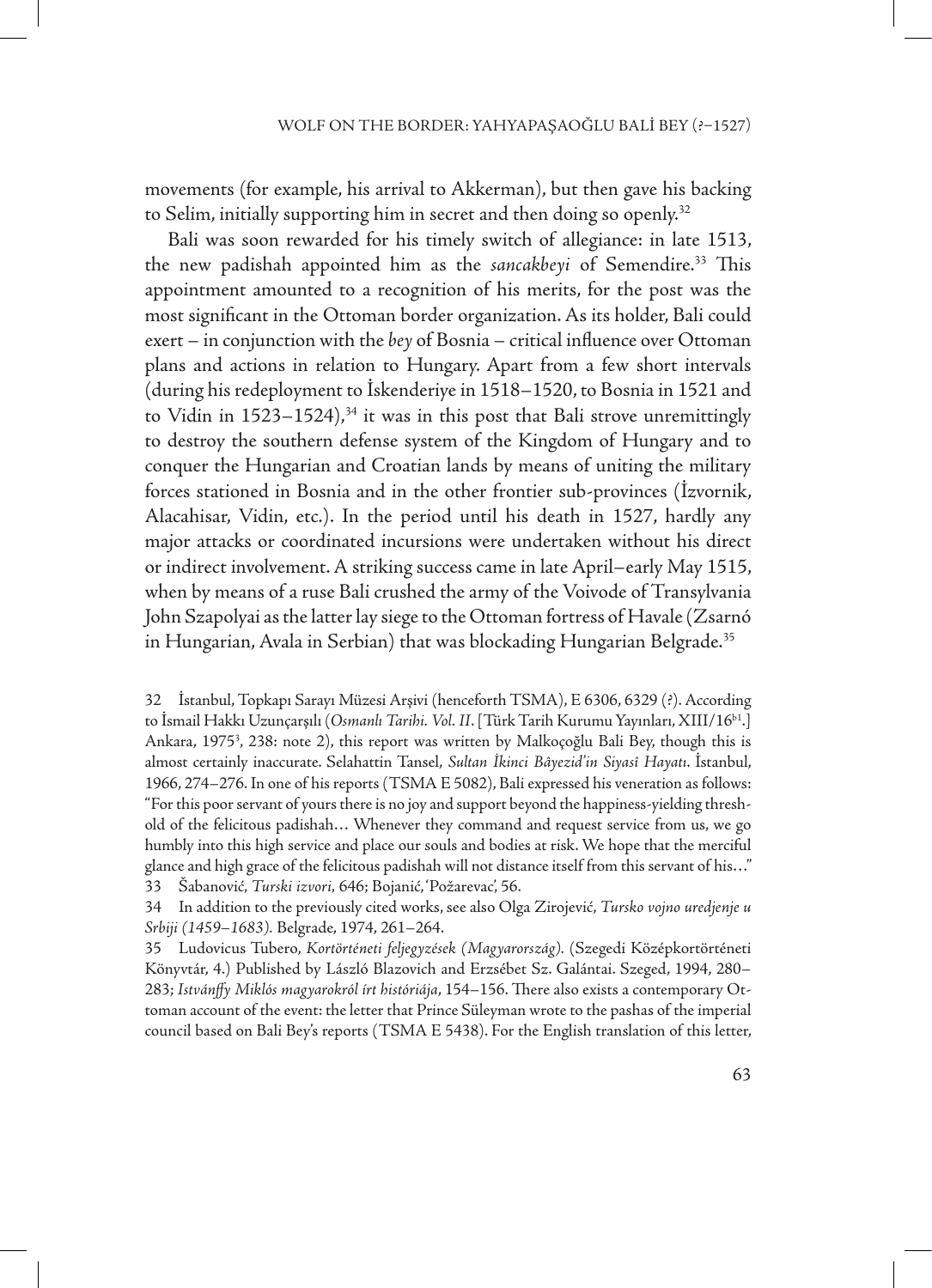movements (for example, his arrival to Akkerman), but then gave his backing to Selim, initially supporting him in secret and then doing so openly.[32]

Bali was soon rewarded for his timely switch of allegiance: in late 1513, the new padishah appointed him as the *sancakbeyi* of Semendire.[33] This appointment amounted to a recognition of his merits, for the post was the most significant in the Ottoman border organization. As its holder, Bali could exert – in conjunction with the *bey* of Bosnia – critical influence over Ottoman plans and actions in relation to Hungary. Apart from a few short intervals (during his redeployment to İskenderiye in 1518–1520, to Bosnia in 1521 and to Vidin in 1523–1524),[34] it was in this post that Bali strove unremittingly to destroy the southern defense system of the Kingdom of Hungary and to conquer the Hungarian and Croatian lands by means of uniting the military forces stationed in Bosnia and in the other frontier sub-provinces (İzvornik, Alacahisar, Vidin, etc.). In the period until his death in 1527, hardly any major attacks or coordinated incursions were undertaken without his direct or indirect involvement. A striking success came in late April–early May 1515, when by means of a ruse Bali crushed the army of the Voivode of Transylvania John Szapolyai as the latter lay siege to the Ottoman fortress of Havale (Zsarnó in Hungarian, Avala in Serbian) that was blockading Hungarian Belgrade.[35]

32 İstanbul, Topkapı Sarayı Müzesi Arşivi (henceforth TSMA), E 6306, 6329 (?). According to İsmail Hakkı Uzunçarşılı (*Osmanlı Tarihi. Vol. II*. [Türk Tarih Kurumu Yayınları, XIII/16[b1].] Ankara, 1975[3], 238: note 2), this report was written by Malkoçoğlu Bali Bey, though this is almost certainly inaccurate. Selahattin Tansel, *Sultan İkinci Bâyezid'in Siyasî Hayatı*. İstanbul, 1966, 274–276. In one of his reports (TSMA E 5082), Bali expressed his veneration as follows: "For this poor servant of yours there is no joy and support beyond the happiness-yielding threshold of the felicitous padishah… Whenever they command and request service from us, we go humbly into this high service and place our souls and bodies at risk. We hope that the merciful glance and high grace of the felicitous padishah will not distance itself from this servant of his…"

33 Šabanović, *Turski izvori*, 646; Bojanić, 'Požarevac', 56.

34 In addition to the previously cited works, see also Olga Zirojević, *Tursko vojno uredjenje u Srbiji (1459–1683)*. Belgrade, 1974, 261–264.

35 Ludovicus Tubero, *Kortörténeti feljegyzések (Magyarország)*. (Szegedi Középkortörténeti Könyvtár, 4.) Published by László Blazovich and Erzsébet Sz. Galántai. Szeged, 1994, 280–283; *Istvánffy Miklós magyarokról írt históriája*, 154–156. There also exists a contemporary Ottoman account of the event: the letter that Prince Süleyman wrote to the pashas of the imperial council based on Bali Bey's reports (TSMA E 5438). For the English translation of this letter,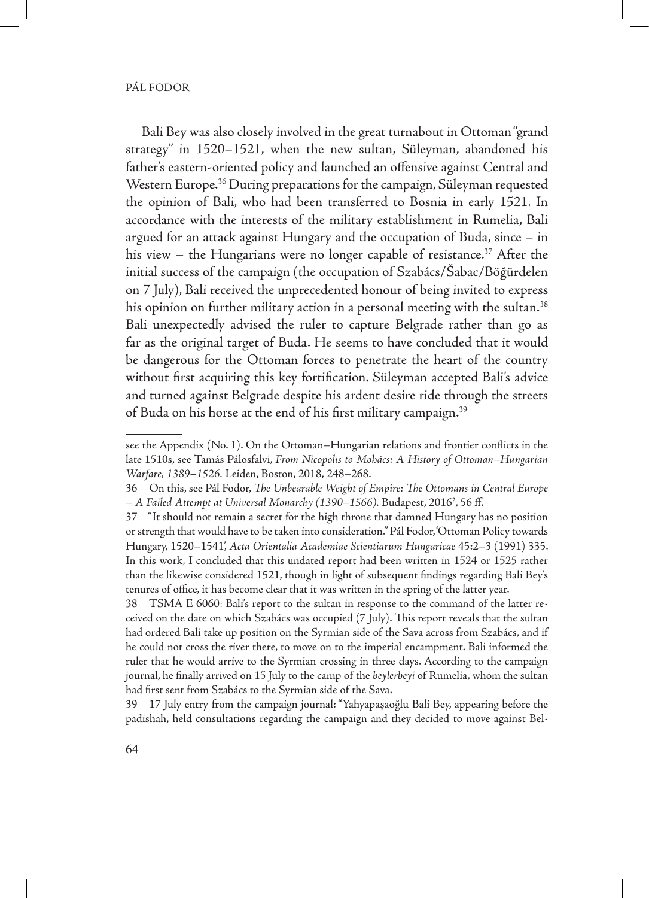Bali Bey was also closely involved in the great turnabout in Ottoman "grand strategy" in 1520–1521, when the new sultan, Süleyman, abandoned his father's eastern-oriented policy and launched an offensive against Central and Western Europe.[36] During preparations for the campaign, Süleyman requested the opinion of Bali, who had been transferred to Bosnia in early 1521. In accordance with the interests of the military establishment in Rumelia, Bali argued for an attack against Hungary and the occupation of Buda, since – in his view – the Hungarians were no longer capable of resistance.[37] After the initial success of the campaign (the occupation of Szabács/Šabac/Böğürdelen on 7 July), Bali received the unprecedented honour of being invited to express his opinion on further military action in a personal meeting with the sultan.[38] Bali unexpectedly advised the ruler to capture Belgrade rather than go as far as the original target of Buda. He seems to have concluded that it would be dangerous for the Ottoman forces to penetrate the heart of the country without first acquiring this key fortification. Süleyman accepted Bali's advice and turned against Belgrade despite his ardent desire ride through the streets of Buda on his horse at the end of his first military campaign.[39]

---

see the Appendix (No. 1). On the Ottoman–Hungarian relations and frontier conflicts in the late 1510s, see Tamás Pálosfalvi, *From Nicopolis to Mohács: A History of Ottoman–Hungarian Warfare, 1389–1526.* Leiden, Boston, 2018, 248–268.

36 On this, see Pál Fodor, *The Unbearable Weight of Empire: The Ottomans in Central Europe – A Failed Attempt at Universal Monarchy (1390–1566).* Budapest, 2016², 56 ff.

37 "It should not remain a secret for the high throne that damned Hungary has no position or strength that would have to be taken into consideration." Pál Fodor, 'Ottoman Policy towards Hungary, 1520–1541', *Acta Orientalia Academiae Scientiarum Hungaricae* 45:2–3 (1991) 335. In this work, I concluded that this undated report had been written in 1524 or 1525 rather than the likewise considered 1521, though in light of subsequent findings regarding Bali Bey's tenures of office, it has become clear that it was written in the spring of the latter year.

38 TSMA E 6060: Bali's report to the sultan in response to the command of the latter received on the date on which Szabács was occupied (7 July). This report reveals that the sultan had ordered Bali take up position on the Syrmian side of the Sava across from Szabács, and if he could not cross the river there, to move on to the imperial encampment. Bali informed the ruler that he would arrive to the Syrmian crossing in three days. According to the campaign journal, he finally arrived on 15 July to the camp of the *beylerbeyi* of Rumelia, whom the sultan had first sent from Szabács to the Syrmian side of the Sava.

39 17 July entry from the campaign journal: "Yahyapaşaoğlu Bali Bey, appearing before the padishah, held consultations regarding the campaign and they decided to move against Bel-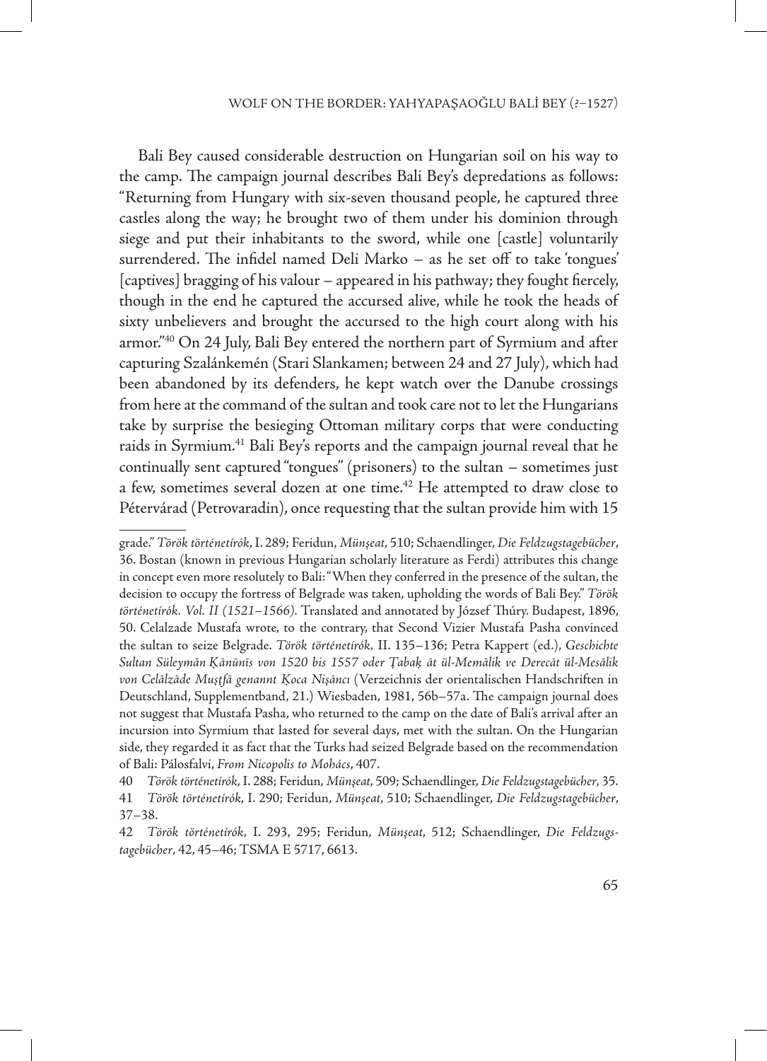Bali Bey caused considerable destruction on Hungarian soil on his way to the camp. The campaign journal describes Bali Bey's depredations as follows: "Returning from Hungary with six-seven thousand people, he captured three castles along the way; he brought two of them under his dominion through siege and put their inhabitants to the sword, while one [castle] voluntarily surrendered. The infidel named Deli Marko – as he set off to take 'tongues' [captives] bragging of his valour – appeared in his pathway; they fought fiercely, though in the end he captured the accursed alive, while he took the heads of sixty unbelievers and brought the accursed to the high court along with his armor."[40] On 24 July, Bali Bey entered the northern part of Syrmium and after capturing Szalánkemén (Stari Slankamen; between 24 and 27 July), which had been abandoned by its defenders, he kept watch over the Danube crossings from here at the command of the sultan and took care not to let the Hungarians take by surprise the besieging Ottoman military corps that were conducting raids in Syrmium.[41] Bali Bey's reports and the campaign journal reveal that he continually sent captured "tongues" (prisoners) to the sultan – sometimes just a few, sometimes several dozen at one time.[42] He attempted to draw close to Pétervárad (Petrovaradin), once requesting that the sultan provide him with 15

---

grade." *Török történetírók*, I. 289; Feridun, *Münşeat*, 510; Schaendlinger, *Die Feldzugstagebücher*, 36. Bostan (known in previous Hungarian scholarly literature as Ferdi) attributes this change in concept even more resolutely to Bali: "When they conferred in the presence of the sultan, the decision to occupy the fortress of Belgrade was taken, upholding the words of Bali Bey." *Török történetírók. Vol. II (1521–1566).* Translated and annotated by József Thúry. Budapest, 1896, 50. Celalzade Mustafa wrote, to the contrary, that Second Vizier Mustafa Pasha convinced the sultan to seize Belgrade. *Török történetírók*, II. 135–136; Petra Kappert (ed.), *Geschichte Sultan Süleymān Ḳānūnīs von 1520 bis 1557 oder Ṭabaḳ āt ül-Memālik ve Derecāt ül-Mesālik von Celālzāde Muṣṭfā genannt Ḳoca Nişāncı* (Verzeichnis der orientalischen Handschriften in Deutschland, Supplementband, 21.) Wiesbaden, 1981, 56b–57a. The campaign journal does not suggest that Mustafa Pasha, who returned to the camp on the date of Bali's arrival after an incursion into Syrmium that lasted for several days, met with the sultan. On the Hungarian side, they regarded it as fact that the Turks had seized Belgrade based on the recommendation of Bali: Pálosfalvi, *From Nicopolis to Mohács*, 407.

40 *Török történetírók*, I. 288; Feridun, *Münşeat*, 509; Schaendlinger, *Die Feldzugstagebücher*, 35.

41 *Török történetírók*, I. 290; Feridun, *Münşeat*, 510; Schaendlinger, *Die Feldzugstagebücher*, 37–38.

42 *Török történetírók*, I. 293, 295; Feridun, *Münşeat*, 512; Schaendlinger, *Die Feldzugstagebücher*, 42, 45–46; TSMA E 5717, 6613.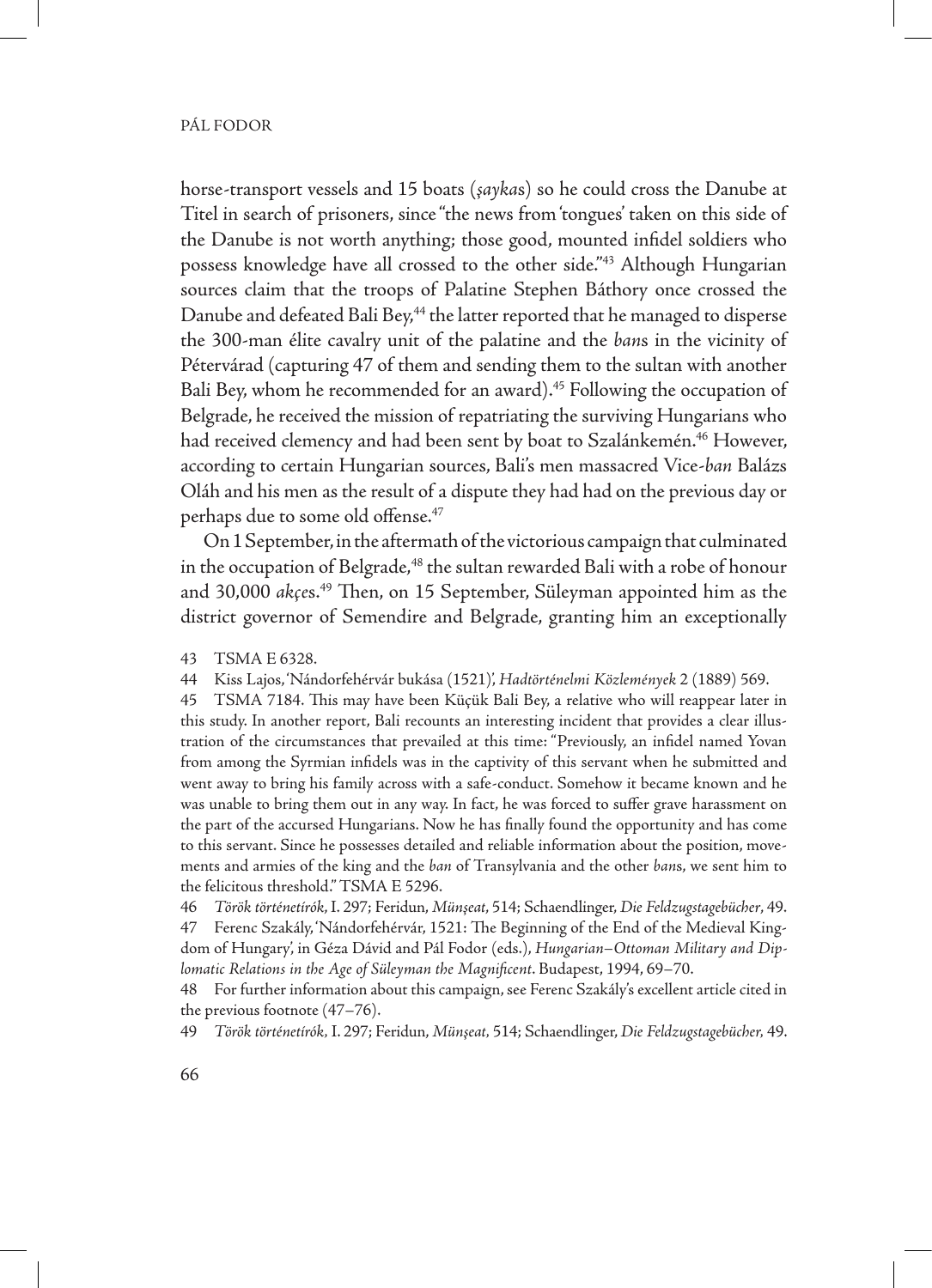horse-transport vessels and 15 boats (*şayka*s) so he could cross the Danube at Titel in search of prisoners, since "the news from 'tongues' taken on this side of the Danube is not worth anything; those good, mounted infidel soldiers who possess knowledge have all crossed to the other side."[43] Although Hungarian sources claim that the troops of Palatine Stephen Báthory once crossed the Danube and defeated Bali Bey,[44] the latter reported that he managed to disperse the 300-man élite cavalry unit of the palatine and the *ban*s in the vicinity of Pétervárad (capturing 47 of them and sending them to the sultan with another Bali Bey, whom he recommended for an award).[45] Following the occupation of Belgrade, he received the mission of repatriating the surviving Hungarians who had received clemency and had been sent by boat to Szalánkemén.[46] However, according to certain Hungarian sources, Bali's men massacred Vice-*ban* Balázs Oláh and his men as the result of a dispute they had had on the previous day or perhaps due to some old offense.[47]

On 1 September, in the aftermath of the victorious campaign that culminated in the occupation of Belgrade,[48] the sultan rewarded Bali with a robe of honour and 30,000 *akçe*s.[49] Then, on 15 September, Süleyman appointed him as the district governor of Semendire and Belgrade, granting him an exceptionally

43 TSMA E 6328.

44 Kiss Lajos, 'Nándorfehérvár bukása (1521)', *Hadtörténelmi Közlemények* 2 (1889) 569.

45 TSMA 7184. This may have been Küçük Bali Bey, a relative who will reappear later in this study. In another report, Bali recounts an interesting incident that provides a clear illustration of the circumstances that prevailed at this time: "Previously, an infidel named Yovan from among the Syrmian infidels was in the captivity of this servant when he submitted and went away to bring his family across with a safe-conduct. Somehow it became known and he was unable to bring them out in any way. In fact, he was forced to suffer grave harassment on the part of the accursed Hungarians. Now he has finally found the opportunity and has come to this servant. Since he possesses detailed and reliable information about the position, movements and armies of the king and the *ban* of Transylvania and the other *ban*s, we sent him to the felicitous threshold." TSMA E 5296.

46 *Török történetírók*, I. 297; Feridun, *Münşeat*, 514; Schaendlinger, *Die Feldzugstagebücher*, 49.

47 Ferenc Szakály, 'Nándorfehérvár, 1521: The Beginning of the End of the Medieval Kingdom of Hungary', in Géza Dávid and Pál Fodor (eds.), *Hungarian–Ottoman Military and Diplomatic Relations in the Age of Süleyman the Magnificent*. Budapest, 1994, 69–70.

48 For further information about this campaign, see Ferenc Szakály's excellent article cited in the previous footnote (47–76).

49 *Török történetírók*, I. 297; Feridun, *Münşeat*, 514; Schaendlinger, *Die Feldzugstagebücher*, 49.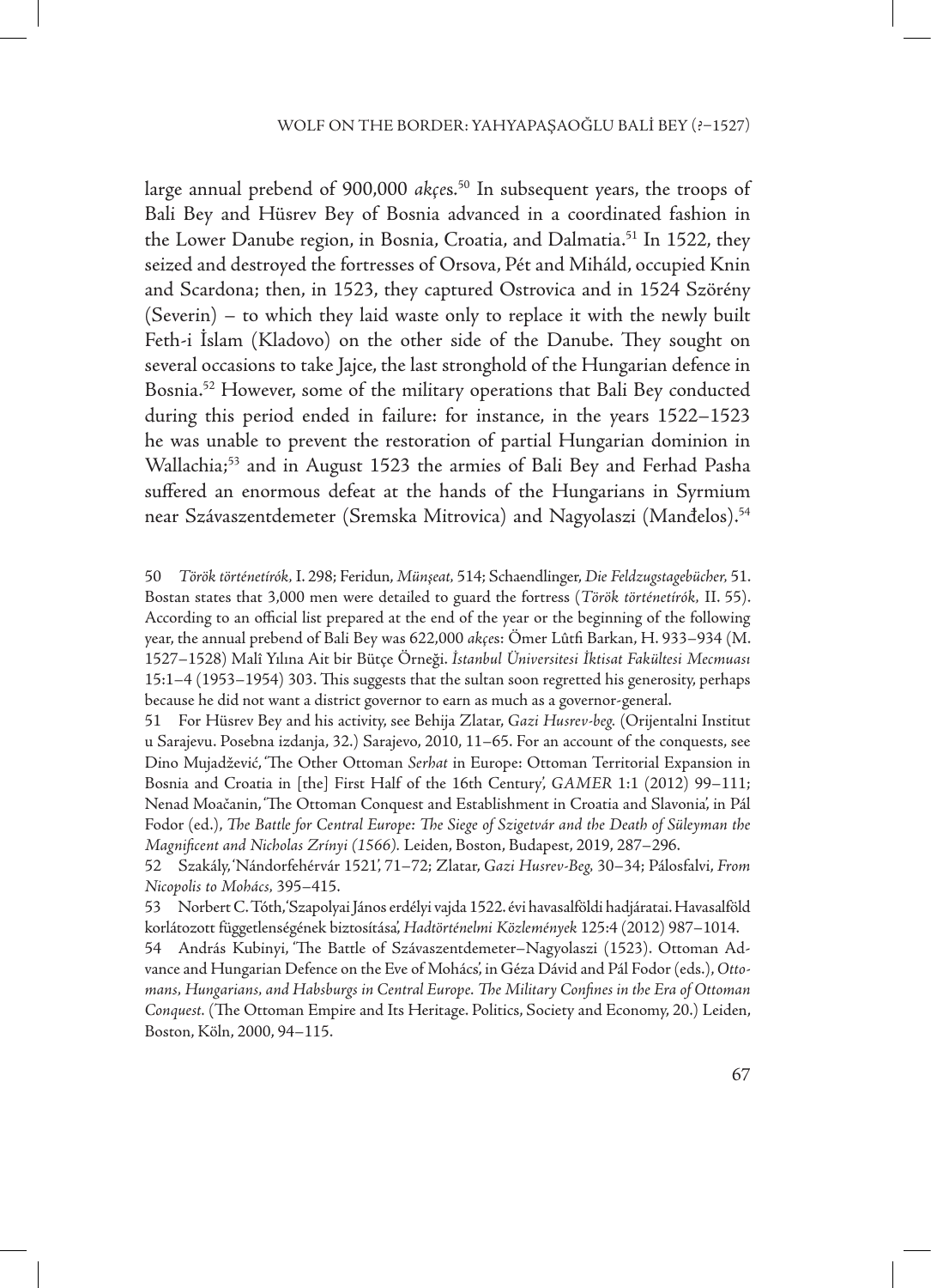large annual prebend of 900,000 *akçe*s.[50] In subsequent years, the troops of Bali Bey and Hüsrev Bey of Bosnia advanced in a coordinated fashion in the Lower Danube region, in Bosnia, Croatia, and Dalmatia.[51] In 1522, they seized and destroyed the fortresses of Orsova, Pét and Miháld, occupied Knin and Scardona; then, in 1523, they captured Ostrovica and in 1524 Szörény (Severin) – to which they laid waste only to replace it with the newly built Feth-i İslam (Kladovo) on the other side of the Danube. They sought on several occasions to take Jajce, the last stronghold of the Hungarian defence in Bosnia.[52] However, some of the military operations that Bali Bey conducted during this period ended in failure: for instance, in the years 1522–1523 he was unable to prevent the restoration of partial Hungarian dominion in Wallachia;[53] and in August 1523 the armies of Bali Bey and Ferhad Pasha suffered an enormous defeat at the hands of the Hungarians in Syrmium near Szávaszentdemeter (Sremska Mitrovica) and Nagyolaszi (Manđelos).[54]

50 *Török történetírók,* I. 298; Feridun, *Münşeat,* 514; Schaendlinger, *Die Feldzugstagebücher,* 51. Bostan states that 3,000 men were detailed to guard the fortress (*Török történetírók,* II. 55). According to an official list prepared at the end of the year or the beginning of the following year, the annual prebend of Bali Bey was 622,000 *akçe*s: Ömer Lûtfi Barkan, H. 933–934 (M. 1527–1528) Malî Yılına Ait bir Bütçe Örneği. *İstanbul Üniversitesi İktisat Fakültesi Mecmuası* 15:1–4 (1953–1954) 303. This suggests that the sultan soon regretted his generosity, perhaps because he did not want a district governor to earn as much as a governor-general.

51 For Hüsrev Bey and his activity, see Behija Zlatar, *Gazi Husrev-beg.* (Orijentalni Institut u Sarajevu. Posebna izdanja, 32.) Sarajevo, 2010, 11–65. For an account of the conquests, see Dino Mujadžević, 'The Other Ottoman *Serhat* in Europe: Ottoman Territorial Expansion in Bosnia and Croatia in [the] First Half of the 16th Century', *GAMER* 1:1 (2012) 99–111; Nenad Moačanin, 'The Ottoman Conquest and Establishment in Croatia and Slavonia', in Pál Fodor (ed.), *The Battle for Central Europe: The Siege of Szigetvár and the Death of Süleyman the Magnificent and Nicholas Zrínyi (1566).* Leiden, Boston, Budapest, 2019, 287–296.

52 Szakály, 'Nándorfehérvár 1521', 71–72; Zlatar, *Gazi Husrev-Beg,* 30–34; Pálosfalvi, *From Nicopolis to Mohács,* 395–415.

53 Norbert C. Tóth, 'Szapolyai János erdélyi vajda 1522. évi havasalföldi hadjáratai. Havasalföld korlátozott függetlenségének biztosítása', *Hadtörténelmi Közlemények* 125:4 (2012) 987–1014.

54 András Kubinyi, 'The Battle of Szávaszentdemeter–Nagyolaszi (1523). Ottoman Advance and Hungarian Defence on the Eve of Mohács', in Géza Dávid and Pál Fodor (eds.), *Ottomans, Hungarians, and Habsburgs in Central Europe. The Military Confines in the Era of Ottoman Conquest.* (The Ottoman Empire and Its Heritage. Politics, Society and Economy, 20.) Leiden, Boston, Köln, 2000, 94–115.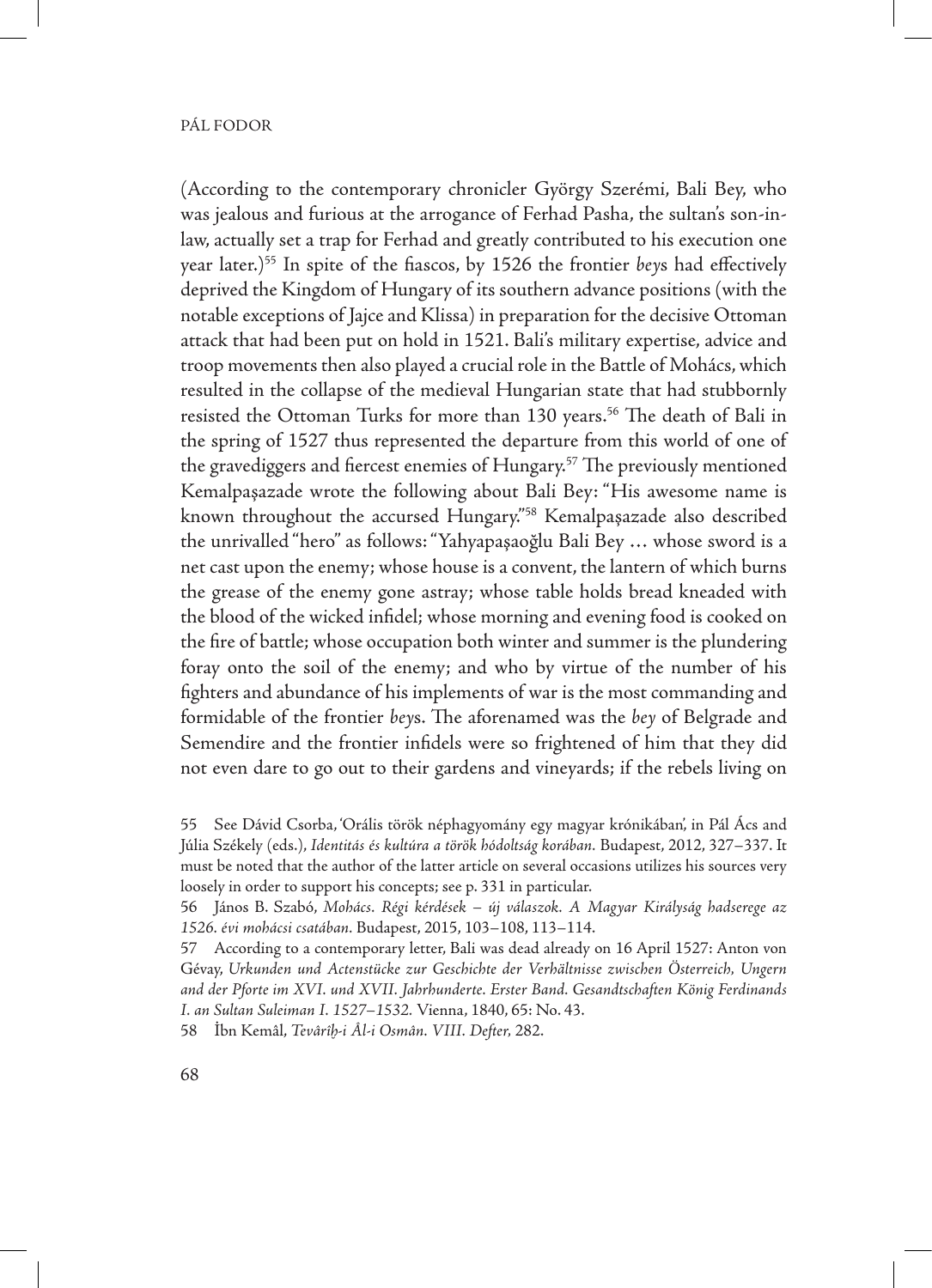(According to the contemporary chronicler György Szerémi, Bali Bey, who was jealous and furious at the arrogance of Ferhad Pasha, the sultan's son-in-law, actually set a trap for Ferhad and greatly contributed to his execution one year later.)[55] In spite of the fiascos, by 1526 the frontier *bey*s had effectively deprived the Kingdom of Hungary of its southern advance positions (with the notable exceptions of Jajce and Klissa) in preparation for the decisive Ottoman attack that had been put on hold in 1521. Bali's military expertise, advice and troop movements then also played a crucial role in the Battle of Mohács, which resulted in the collapse of the medieval Hungarian state that had stubbornly resisted the Ottoman Turks for more than 130 years.[56] The death of Bali in the spring of 1527 thus represented the departure from this world of one of the gravediggers and fiercest enemies of Hungary.[57] The previously mentioned Kemalpaşazade wrote the following about Bali Bey: "His awesome name is known throughout the accursed Hungary."[58] Kemalpaşazade also described the unrivalled "hero" as follows: "Yahyapaşaoğlu Bali Bey … whose sword is a net cast upon the enemy; whose house is a convent, the lantern of which burns the grease of the enemy gone astray; whose table holds bread kneaded with the blood of the wicked infidel; whose morning and evening food is cooked on the fire of battle; whose occupation both winter and summer is the plundering foray onto the soil of the enemy; and who by virtue of the number of his fighters and abundance of his implements of war is the most commanding and formidable of the frontier *bey*s. The aforenamed was the *bey* of Belgrade and Semendire and the frontier infidels were so frightened of him that they did not even dare to go out to their gardens and vineyards; if the rebels living on

55 See Dávid Csorba, 'Orális török néphagyomány egy magyar krónikában', in Pál Ács and Júlia Székely (eds.), *Identitás és kultúra a török hódoltság korában.* Budapest, 2012, 327–337. It must be noted that the author of the latter article on several occasions utilizes his sources very loosely in order to support his concepts; see p. 331 in particular.

56 János B. Szabó, *Mohács. Régi kérdések – új válaszok. A Magyar Királyság hadserege az 1526. évi mohácsi csatában.* Budapest, 2015, 103–108, 113–114.

57 According to a contemporary letter, Bali was dead already on 16 April 1527: Anton von Gévay, *Urkunden und Actenstücke zur Geschichte der Verhältnisse zwischen Österreich, Ungern and der Pforte im XVI. und XVII. Jahrhunderte. Erster Band. Gesandtschaften König Ferdinands I. an Sultan Suleiman I. 1527–1532.* Vienna, 1840, 65: No. 43.

58 İbn Kemâl, *Tevârîḫ-i Âl-i Osmân. VIII. Defter,* 282.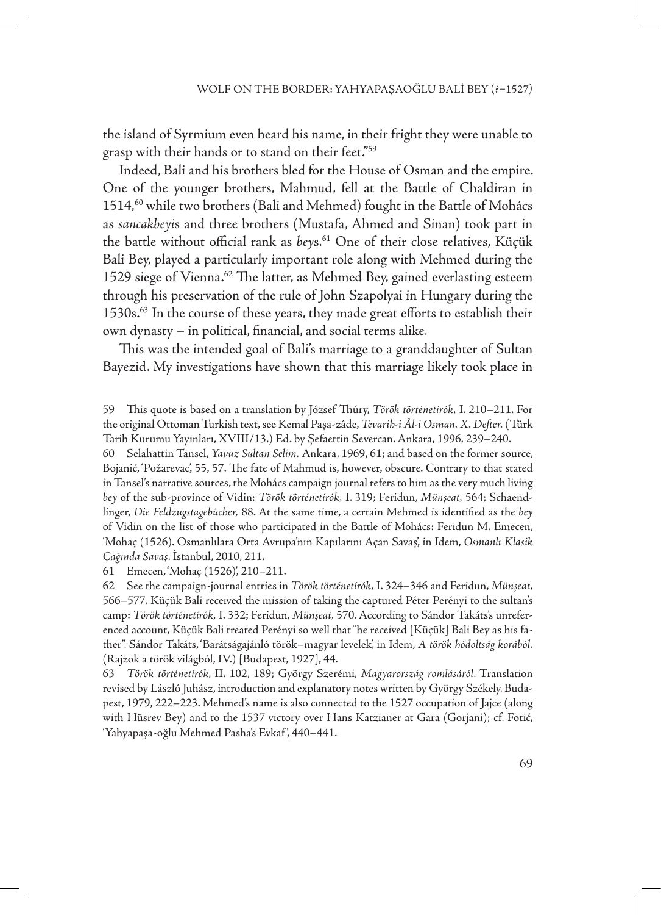the island of Syrmium even heard his name, in their fright they were unable to grasp with their hands or to stand on their feet."[59]

Indeed, Bali and his brothers bled for the House of Osman and the empire. One of the younger brothers, Mahmud, fell at the Battle of Chaldiran in 1514,[60] while two brothers (Bali and Mehmed) fought in the Battle of Mohács as *sancakbey*s and three brothers (Mustafa, Ahmed and Sinan) took part in the battle without official rank as *bey*s.[61] One of their close relatives, Küçük Bali Bey, played a particularly important role along with Mehmed during the 1529 siege of Vienna.[62] The latter, as Mehmed Bey, gained everlasting esteem through his preservation of the rule of John Szapolyai in Hungary during the 1530s.[63] In the course of these years, they made great efforts to establish their own dynasty – in political, financial, and social terms alike.

This was the intended goal of Bali's marriage to a granddaughter of Sultan Bayezid. My investigations have shown that this marriage likely took place in

59 This quote is based on a translation by József Thúry, *Török történetírók,* I. 210–211. For the original Ottoman Turkish text, see Kemal Paşa-zâde, *Tevarih-i Âl-i Osman. X. Defter.* (Türk Tarih Kurumu Yayınları, XVIII/13.) Ed. by Şefaettin Severcan. Ankara, 1996, 239–240.

60 Selahattin Tansel, *Yavuz Sultan Selim.* Ankara, 1969, 61; and based on the former source, Bojanić, 'Požarevac', 55, 57. The fate of Mahmud is, however, obscure. Contrary to that stated in Tansel's narrative sources, the Mohács campaign journal refers to him as the very much living *bey* of the sub-province of Vidin: *Török történetírók,* I. 319; Feridun, *Münşeat,* 564; Schaendlinger, *Die Feldzugstagebücher,* 88. At the same time, a certain Mehmed is identified as the *bey* of Vidin on the list of those who participated in the Battle of Mohács: Feridun M. Emecen, 'Mohaç (1526). Osmanlılara Orta Avrupa'nın Kapılarını Açan Savaş', in Idem, *Osmanlı Klasik Çağında Savaş*. İstanbul, 2010, 211.

61 Emecen, 'Mohaç (1526)', 210–211.

62 See the campaign-journal entries in *Török történetírók,* I. 324–346 and Feridun, *Münşeat,* 566–577. Küçük Bali received the mission of taking the captured Péter Perényi to the sultan's camp: *Török történetírók,* I. 332; Feridun, *Münşeat,* 570. According to Sándor Takáts's unreferenced account, Küçük Bali treated Perényi so well that "he received [Küçük] Bali Bey as his father". Sándor Takáts, 'Barátságajánló török–magyar levelek', in Idem, *A török hódoltság korából.* (Rajzok a török világból, IV.) [Budapest, 1927], 44.

63 *Török történetírók*, II. 102, 189; György Szerémi, *Magyarország romlásáról*. Translation revised by László Juhász, introduction and explanatory notes written by György Székely. Budapest, 1979, 222–223. Mehmed's name is also connected to the 1527 occupation of Jajce (along with Hüsrev Bey) and to the 1537 victory over Hans Katzianer at Gara (Gorjani); cf. Fotić, 'Yahyapaşa-oğlu Mehmed Pasha's Evkaf', 440–441.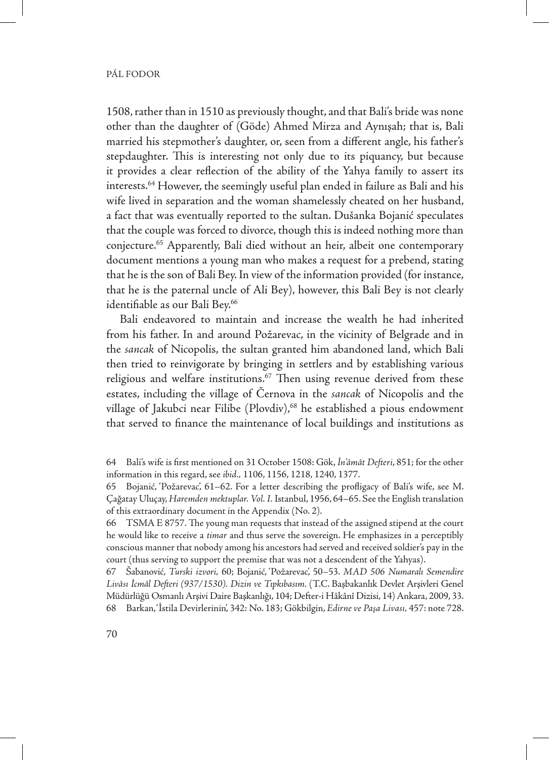1508, rather than in 1510 as previously thought, and that Bali's bride was none other than the daughter of (Göde) Ahmed Mirza and Aynışah; that is, Bali married his stepmother's daughter, or, seen from a different angle, his father's stepdaughter. This is interesting not only due to its piquancy, but because it provides a clear reflection of the ability of the Yahya family to assert its interests.[64] However, the seemingly useful plan ended in failure as Bali and his wife lived in separation and the woman shamelessly cheated on her husband, a fact that was eventually reported to the sultan. Dušanka Bojanić speculates that the couple was forced to divorce, though this is indeed nothing more than conjecture.[65] Apparently, Bali died without an heir, albeit one contemporary document mentions a young man who makes a request for a prebend, stating that he is the son of Bali Bey. In view of the information provided (for instance, that he is the paternal uncle of Ali Bey), however, this Bali Bey is not clearly identifiable as our Bali Bey.[66]

Bali endeavored to maintain and increase the wealth he had inherited from his father. In and around Požarevac, in the vicinity of Belgrade and in the *sancak* of Nicopolis, the sultan granted him abandoned land, which Bali then tried to reinvigorate by bringing in settlers and by establishing various religious and welfare institutions.[67] Then using revenue derived from these estates, including the village of Černova in the *sancak* of Nicopolis and the village of Jakubci near Filibe (Plovdiv),[68] he established a pious endowment that served to finance the maintenance of local buildings and institutions as

64 Bali's wife is first mentioned on 31 October 1508: Gök, *İn'âmât Defteri*, 851; for the other information in this regard, see *ibid.*, 1106, 1156, 1218, 1240, 1377.

65 Bojanić, 'Požarevac', 61–62. For a letter describing the profligacy of Bali's wife, see M. Çağatay Uluçay, *Haremden mektuplar. Vol. I.* Istanbul, 1956, 64–65. See the English translation of this extraordinary document in the Appendix (No. 2).

66 TSMA E 8757. The young man requests that instead of the assigned stipend at the court he would like to receive a *timar* and thus serve the sovereign. He emphasizes in a perceptibly conscious manner that nobody among his ancestors had served and received soldier's pay in the court (thus serving to support the premise that was not a descendent of the Yahyas).

67 Šabanović, *Turski izvori*, 60; Bojanić, 'Požarevac', 50–53. *MAD 506 Numaralı Semendire Livâsı İcmâl Defteri (937/1530). Dizin ve Tıpkıbasım.* (T.C. Başbakanlık Devlet Arşivleri Genel Müdürlüğü Osmanlı Arşivi Daire Başkanlığı, 104; Defter-i Hâkânî Dizisi, 14) Ankara, 2009, 33.

68 Barkan, 'İstila Devirlerinin', 342: No. 183; Gökbilgin, *Edirne ve Paşa Livası*, 457: note 728.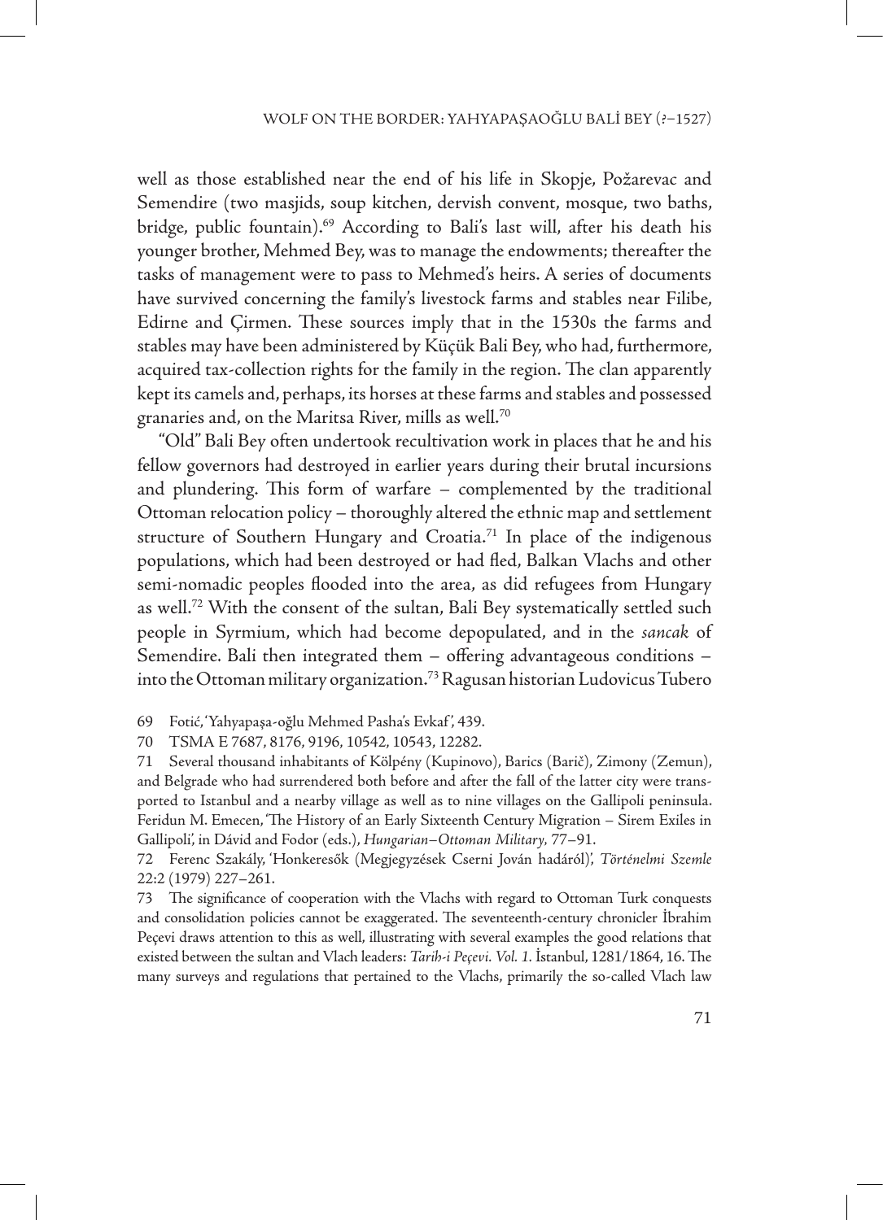well as those established near the end of his life in Skopje, Požarevac and Semendire (two masjids, soup kitchen, dervish convent, mosque, two baths, bridge, public fountain).[69] According to Bali's last will, after his death his younger brother, Mehmed Bey, was to manage the endowments; thereafter the tasks of management were to pass to Mehmed's heirs. A series of documents have survived concerning the family's livestock farms and stables near Filibe, Edirne and Çirmen. These sources imply that in the 1530s the farms and stables may have been administered by Küçük Bali Bey, who had, furthermore, acquired tax-collection rights for the family in the region. The clan apparently kept its camels and, perhaps, its horses at these farms and stables and possessed granaries and, on the Maritsa River, mills as well.[70]

"Old" Bali Bey often undertook recultivation work in places that he and his fellow governors had destroyed in earlier years during their brutal incursions and plundering. This form of warfare – complemented by the traditional Ottoman relocation policy – thoroughly altered the ethnic map and settlement structure of Southern Hungary and Croatia.[71] In place of the indigenous populations, which had been destroyed or had fled, Balkan Vlachs and other semi-nomadic peoples flooded into the area, as did refugees from Hungary as well.[72] With the consent of the sultan, Bali Bey systematically settled such people in Syrmium, which had become depopulated, and in the *sancak* of Semendire. Bali then integrated them – offering advantageous conditions – into the Ottoman military organization.[73] Ragusan historian Ludovicus Tubero

69 Fotić, 'Yahyapaşa-oğlu Mehmed Pasha's Evkaf', 439.

70 TSMA E 7687, 8176, 9196, 10542, 10543, 12282.

71 Several thousand inhabitants of Kölpény (Kupinovo), Barics (Barič), Zimony (Zemun), and Belgrade who had surrendered both before and after the fall of the latter city were transported to Istanbul and a nearby village as well as to nine villages on the Gallipoli peninsula. Feridun M. Emecen, 'The History of an Early Sixteenth Century Migration – Sirem Exiles in Gallipoli', in Dávid and Fodor (eds.), *Hungarian–Ottoman Military*, 77–91.

72 Ferenc Szakály, 'Honkeresők (Megjegyzések Cserni Jován hadáról)', *Történelmi Szemle* 22:2 (1979) 227–261.

73 The significance of cooperation with the Vlachs with regard to Ottoman Turk conquests and consolidation policies cannot be exaggerated. The seventeenth-century chronicler İbrahim Peçevi draws attention to this as well, illustrating with several examples the good relations that existed between the sultan and Vlach leaders: *Tarih-i Peçevi. Vol. 1.* İstanbul, 1281/1864, 16. The many surveys and regulations that pertained to the Vlachs, primarily the so-called Vlach law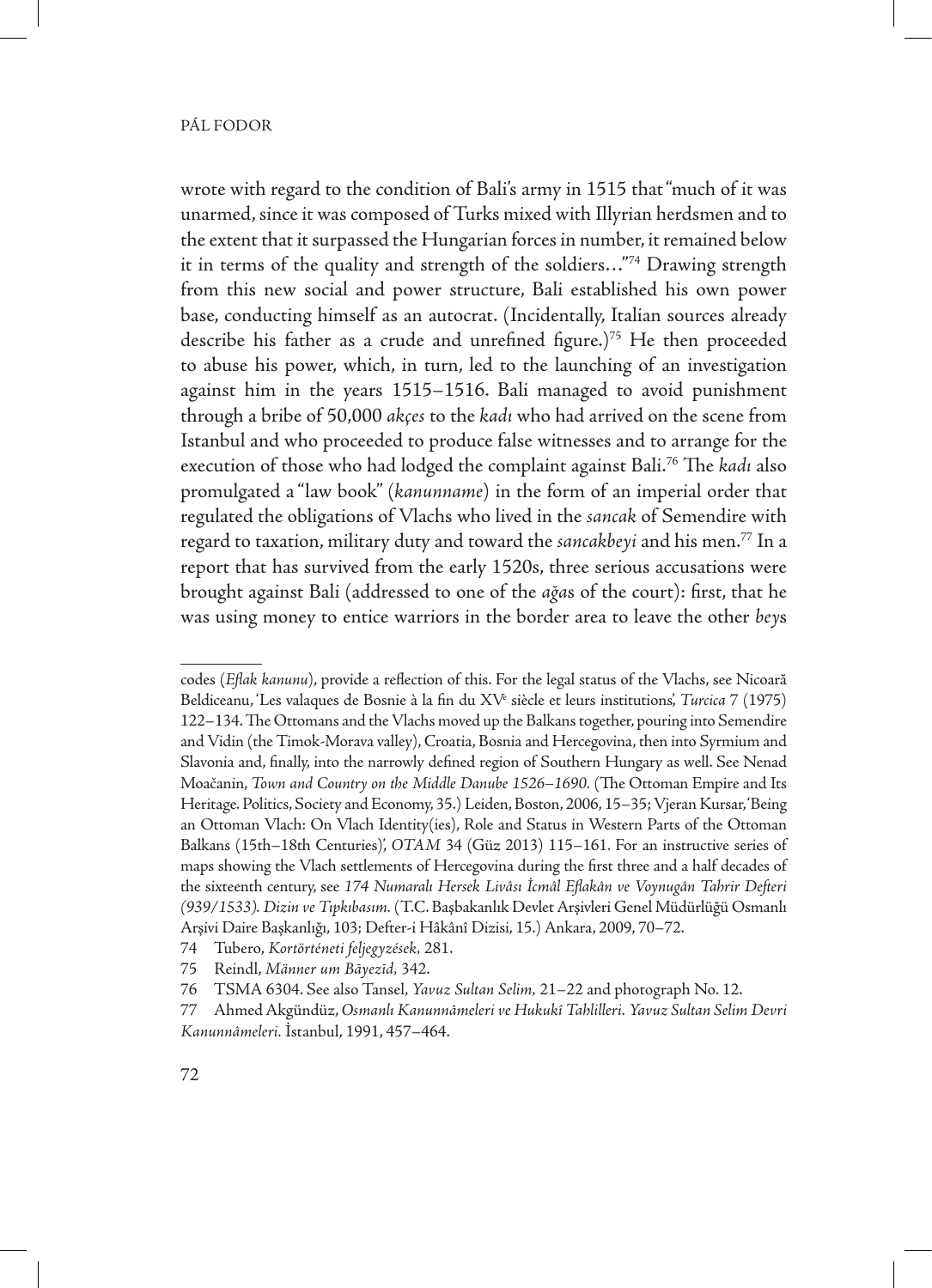wrote with regard to the condition of Bali's army in 1515 that "much of it was unarmed, since it was composed of Turks mixed with Illyrian herdsmen and to the extent that it surpassed the Hungarian forces in number, it remained below it in terms of the quality and strength of the soldiers…"[74] Drawing strength from this new social and power structure, Bali established his own power base, conducting himself as an autocrat. (Incidentally, Italian sources already describe his father as a crude and unrefined figure.)[75] He then proceeded to abuse his power, which, in turn, led to the launching of an investigation against him in the years 1515–1516. Bali managed to avoid punishment through a bribe of 50,000 *akçes* to the *kadı* who had arrived on the scene from Istanbul and who proceeded to produce false witnesses and to arrange for the execution of those who had lodged the complaint against Bali.[76] The *kadı* also promulgated a "law book" (*kanunname*) in the form of an imperial order that regulated the obligations of Vlachs who lived in the *sancak* of Semendire with regard to taxation, military duty and toward the *sancakbeyi* and his men.[77] In a report that has survived from the early 1520s, three serious accusations were brought against Bali (addressed to one of the *ağa*s of the court): first, that he was using money to entice warriors in the border area to leave the other *bey*s

---

codes (*Eflak kanunu*), provide a reflection of this. For the legal status of the Vlachs, see Nicoară Beldiceanu, 'Les valaques de Bosnie à la fin du XV[e] siècle et leurs institutions', *Turcica* 7 (1975) 122–134. The Ottomans and the Vlachs moved up the Balkans together, pouring into Semendire and Vidin (the Timok-Morava valley), Croatia, Bosnia and Hercegovina, then into Syrmium and Slavonia and, finally, into the narrowly defined region of Southern Hungary as well. See Nenad Moačanin, *Town and Country on the Middle Danube 1526–1690.* (The Ottoman Empire and Its Heritage. Politics, Society and Economy, 35.) Leiden, Boston, 2006, 15–35; Vjeran Kursar, 'Being an Ottoman Vlach: On Vlach Identity(ies), Role and Status in Western Parts of the Ottoman Balkans (15th–18th Centuries)', *OTAM* 34 (Güz 2013) 115–161. For an instructive series of maps showing the Vlach settlements of Hercegovina during the first three and a half decades of the sixteenth century, see *174 Numaralı Hersek Livâsı İcmâl Eflakân ve Voynugân Tahrir Defteri (939/1533). Dizin ve Tıpkıbasım.* (T.C. Başbakanlık Devlet Arşivleri Genel Müdürlüğü Osmanlı Arşivi Daire Başkanlığı, 103; Defter-i Hâkânî Dizisi, 15.) Ankara, 2009, 70–72.

74 Tubero, *Kortörténeti feljegyzések,* 281.

75 Reindl, *Männer um Bāyezīd,* 342.

76 TSMA 6304. See also Tansel, *Yavuz Sultan Selim,* 21–22 and photograph No. 12.

77 Ahmed Akgündüz, *Osmanlı Kanunnâmeleri ve Hukukî Tahlilleri. Yavuz Sultan Selim Devri Kanunnâmeleri*. İstanbul, 1991, 457–464.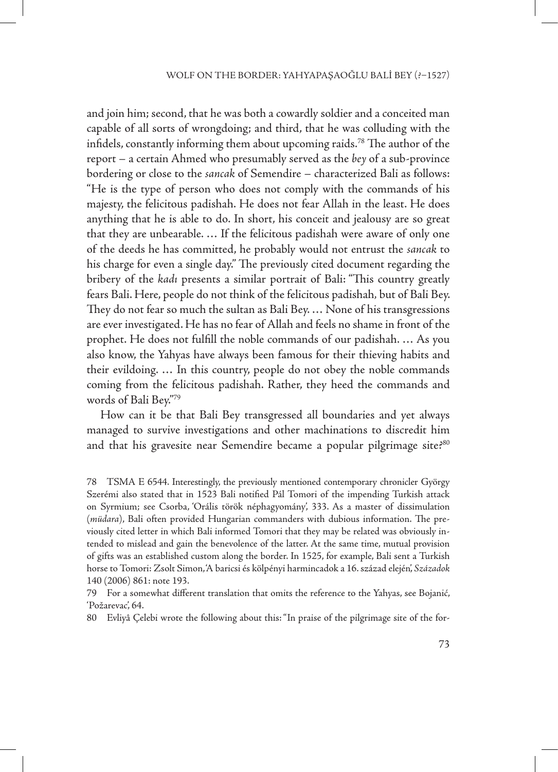and join him; second, that he was both a cowardly soldier and a conceited man capable of all sorts of wrongdoing; and third, that he was colluding with the infidels, constantly informing them about upcoming raids.[78] The author of the report – a certain Ahmed who presumably served as the *bey* of a sub-province bordering or close to the *sancak* of Semendire – characterized Bali as follows: "He is the type of person who does not comply with the commands of his majesty, the felicitous padishah. He does not fear Allah in the least. He does anything that he is able to do. In short, his conceit and jealousy are so great that they are unbearable. … If the felicitous padishah were aware of only one of the deeds he has committed, he probably would not entrust the *sancak* to his charge for even a single day." The previously cited document regarding the bribery of the *kadı* presents a similar portrait of Bali: "This country greatly fears Bali. Here, people do not think of the felicitous padishah, but of Bali Bey. They do not fear so much the sultan as Bali Bey. … None of his transgressions are ever investigated. He has no fear of Allah and feels no shame in front of the prophet. He does not fulfill the noble commands of our padishah. … As you also know, the Yahyas have always been famous for their thieving habits and their evildoing. … In this country, people do not obey the noble commands coming from the felicitous padishah. Rather, they heed the commands and words of Bali Bey."[79]

How can it be that Bali Bey transgressed all boundaries and yet always managed to survive investigations and other machinations to discredit him and that his gravesite near Semendire became a popular pilgrimage site?[80]

78 TSMA E 6544. Interestingly, the previously mentioned contemporary chronicler György Szerémi also stated that in 1523 Bali notified Pál Tomori of the impending Turkish attack on Syrmium; see Csorba, 'Orális török néphagyomány', 333. As a master of dissimulation (*müdara*), Bali often provided Hungarian commanders with dubious information. The previously cited letter in which Bali informed Tomori that they may be related was obviously intended to mislead and gain the benevolence of the latter. At the same time, mutual provision of gifts was an established custom along the border. In 1525, for example, Bali sent a Turkish horse to Tomori: Zsolt Simon, 'A baricsi és kölpényi harmincadok a 16. század elején', *Századok* 140 (2006) 861: note 193.

79 For a somewhat different translation that omits the reference to the Yahyas, see Bojanić, 'Požarevac', 64.

80 Evliyâ Çelebi wrote the following about this: "In praise of the pilgrimage site of the for-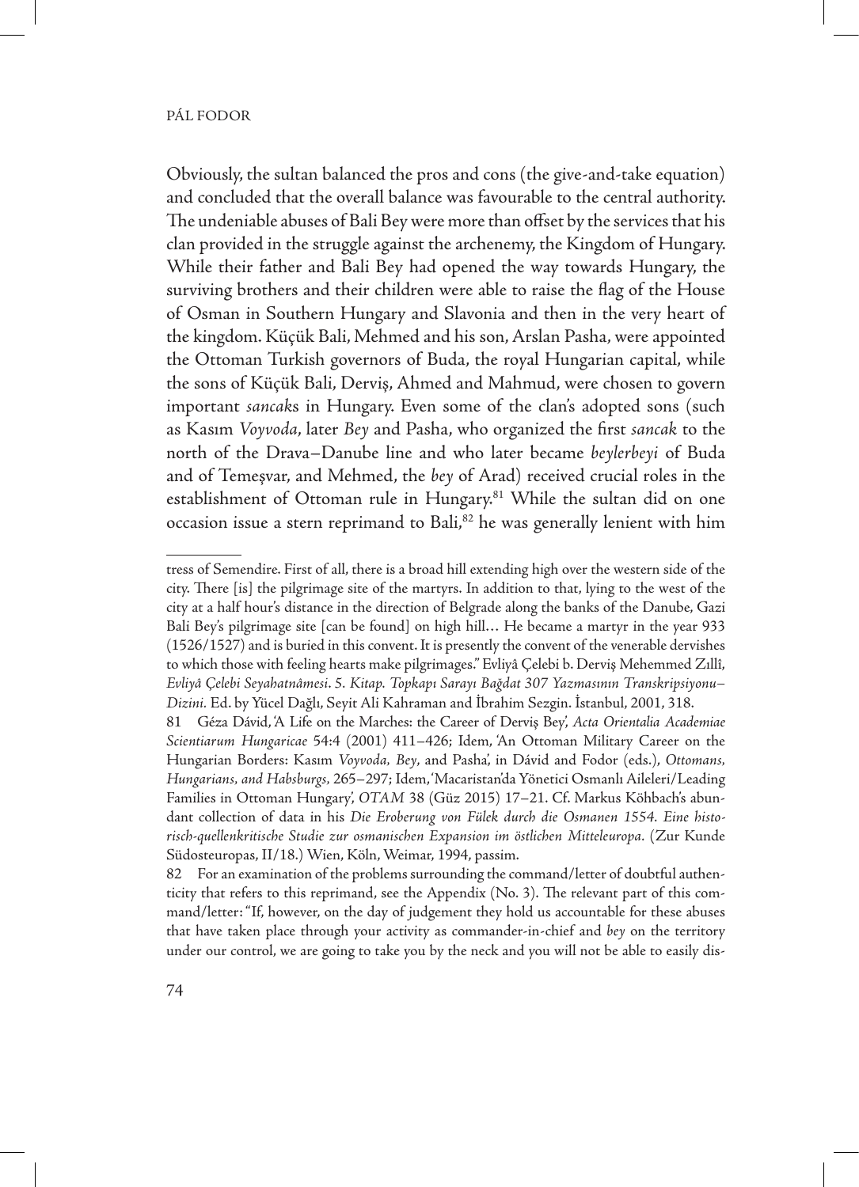Obviously, the sultan balanced the pros and cons (the give-and-take equation) and concluded that the overall balance was favourable to the central authority. The undeniable abuses of Bali Bey were more than offset by the services that his clan provided in the struggle against the archenemy, the Kingdom of Hungary. While their father and Bali Bey had opened the way towards Hungary, the surviving brothers and their children were able to raise the flag of the House of Osman in Southern Hungary and Slavonia and then in the very heart of the kingdom. Küçük Bali, Mehmed and his son, Arslan Pasha, were appointed the Ottoman Turkish governors of Buda, the royal Hungarian capital, while the sons of Küçük Bali, Derviş, Ahmed and Mahmud, were chosen to govern important *sancak*s in Hungary. Even some of the clan's adopted sons (such as Kasım *Voyvoda*, later *Bey* and Pasha, who organized the first *sancak* to the north of the Drava–Danube line and who later became *beylerbeyi* of Buda and of Temeşvar, and Mehmed, the *bey* of Arad) received crucial roles in the establishment of Ottoman rule in Hungary.[81] While the sultan did on one occasion issue a stern reprimand to Bali,[82] he was generally lenient with him

---

tress of Semendire. First of all, there is a broad hill extending high over the western side of the city. There [is] the pilgrimage site of the martyrs. In addition to that, lying to the west of the city at a half hour's distance in the direction of Belgrade along the banks of the Danube, Gazi Bali Bey's pilgrimage site [can be found] on high hill… He became a martyr in the year 933 (1526/1527) and is buried in this convent. It is presently the convent of the venerable dervishes to which those with feeling hearts make pilgrimages." Evliyâ Çelebi b. Derviş Mehemmed Zıllî, *Evliyâ Çelebi Seyahatnâmesi. 5. Kitap. Topkapı Sarayı Bağdat 307 Yazmasının Transkripsiyonu–Dizini*. Ed. by Yücel Dağlı, Seyit Ali Kahraman and İbrahim Sezgin. İstanbul, 2001, 318.

81 Géza Dávid, 'A Life on the Marches: the Career of Derviş Bey', *Acta Orientalia Academiae Scientiarum Hungaricae* 54:4 (2001) 411–426; Idem, 'An Ottoman Military Career on the Hungarian Borders: Kasım *Voyvoda, Bey*, and Pasha', in Dávid and Fodor (eds.), *Ottomans, Hungarians, and Habsburgs,* 265–297; Idem, 'Macaristan'da Yönetici Osmanlı Aileleri/Leading Families in Ottoman Hungary', *OTAM* 38 (Güz 2015) 17–21. Cf. Markus Köhbach's abundant collection of data in his *Die Eroberung von Fülek durch die Osmanen 1554. Eine historisch-quellenkritische Studie zur osmanischen Expansion im östlichen Mitteleuropa*. (Zur Kunde Südosteuropas, II/18.) Wien, Köln, Weimar, 1994, passim.

82 For an examination of the problems surrounding the command/letter of doubtful authenticity that refers to this reprimand, see the Appendix (No. 3). The relevant part of this command/letter: "If, however, on the day of judgement they hold us accountable for these abuses that have taken place through your activity as commander-in-chief and *bey* on the territory under our control, we are going to take you by the neck and you will not be able to easily dis-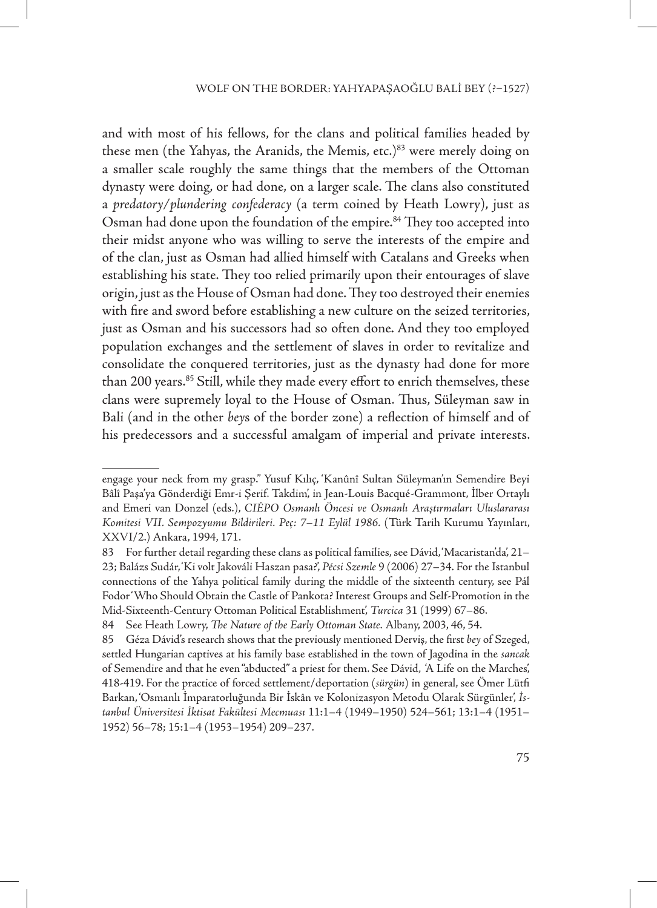and with most of his fellows, for the clans and political families headed by these men (the Yahyas, the Aranids, the Memis, etc.)[83] were merely doing on a smaller scale roughly the same things that the members of the Ottoman dynasty were doing, or had done, on a larger scale. The clans also constituted a *predatory/plundering confederacy* (a term coined by Heath Lowry), just as Osman had done upon the foundation of the empire.[84] They too accepted into their midst anyone who was willing to serve the interests of the empire and of the clan, just as Osman had allied himself with Catalans and Greeks when establishing his state. They too relied primarily upon their entourages of slave origin, just as the House of Osman had done. They too destroyed their enemies with fire and sword before establishing a new culture on the seized territories, just as Osman and his successors had so often done. And they too employed population exchanges and the settlement of slaves in order to revitalize and consolidate the conquered territories, just as the dynasty had done for more than 200 years.[85] Still, while they made every effort to enrich themselves, these clans were supremely loyal to the House of Osman. Thus, Süleyman saw in Bali (and in the other *bey*s of the border zone) a reflection of himself and of his predecessors and a successful amalgam of imperial and private interests.

---

engage your neck from my grasp." Yusuf Kılıç, 'Kanûnî Sultan Süleyman'ın Semendire Beyi Bâlî Paşa'ya Gönderdiği Emr-i Şerif. Takdim', in Jean-Louis Bacqué-Grammont, İlber Ortaylı and Emeri van Donzel (eds.), *CIÉPO Osmanlı Öncesi ve Osmanlı Araştırmaları Uluslararası Komitesi VII. Sempozyumu Bildirileri. Peç: 7–11 Eylül 1986.* (Türk Tarih Kurumu Yayınları, XXVI/2.) Ankara, 1994, 171.

83 For further detail regarding these clans as political families, see Dávid, 'Macaristan'da', 21–23; Balázs Sudár, 'Ki volt Jakováli Haszan pasa?', *Pécsi Szemle* 9 (2006) 27–34. For the Istanbul connections of the Yahya political family during the middle of the sixteenth century, see Pál Fodor 'Who Should Obtain the Castle of Pankota? Interest Groups and Self-Promotion in the Mid-Sixteenth-Century Ottoman Political Establishment', *Turcica* 31 (1999) 67–86.

84 See Heath Lowry, *The Nature of the Early Ottoman State.* Albany, 2003, 46, 54.

85 Géza Dávid's research shows that the previously mentioned Derviş, the first *bey* of Szeged, settled Hungarian captives at his family base established in the town of Jagodina in the *sancak* of Semendire and that he even "abducted" a priest for them. See Dávid, 'A Life on the Marches', 418-419. For the practice of forced settlement/deportation (*sürgün*) in general, see Ömer Lütfi Barkan, 'Osmanlı İmparatorluğunda Bir İskân ve Kolonizasyon Metodu Olarak Sürgünler', *İstanbul Üniversitesi İktisat Fakültesi Mecmuası* 11:1–4 (1949–1950) 524–561; 13:1–4 (1951–1952) 56–78; 15:1–4 (1953–1954) 209–237.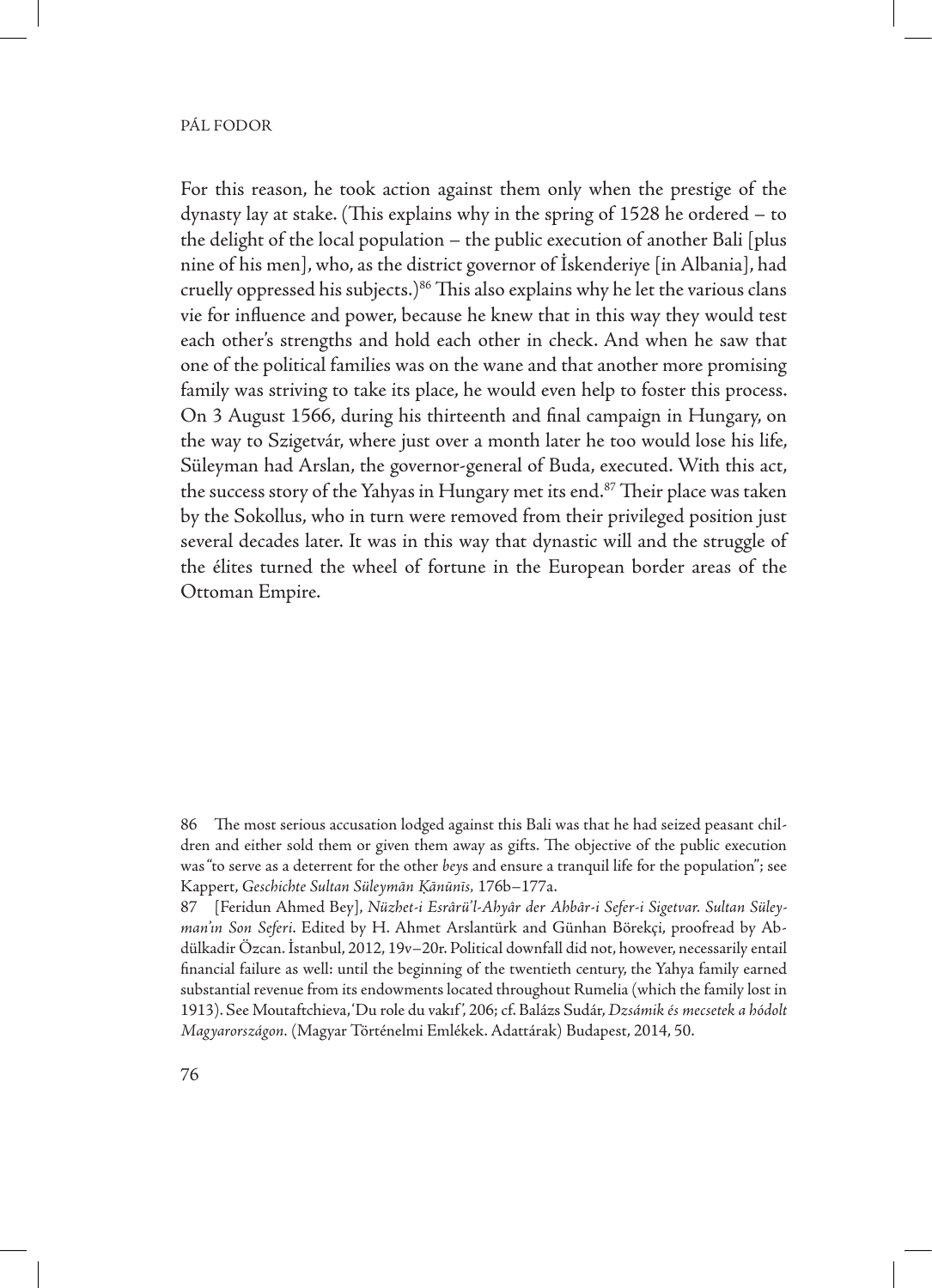For this reason, he took action against them only when the prestige of the dynasty lay at stake. (This explains why in the spring of 1528 he ordered – to the delight of the local population – the public execution of another Bali [plus nine of his men], who, as the district governor of İskenderiye [in Albania], had cruelly oppressed his subjects.)[86] This also explains why he let the various clans vie for influence and power, because he knew that in this way they would test each other's strengths and hold each other in check. And when he saw that one of the political families was on the wane and that another more promising family was striving to take its place, he would even help to foster this process. On 3 August 1566, during his thirteenth and final campaign in Hungary, on the way to Szigetvár, where just over a month later he too would lose his life, Süleyman had Arslan, the governor-general of Buda, executed. With this act, the success story of the Yahyas in Hungary met its end.[87] Their place was taken by the Sokollus, who in turn were removed from their privileged position just several decades later. It was in this way that dynastic will and the struggle of the élites turned the wheel of fortune in the European border areas of the Ottoman Empire.

86 The most serious accusation lodged against this Bali was that he had seized peasant children and either sold them or given them away as gifts. The objective of the public execution was "to serve as a deterrent for the other *beys* and ensure a tranquil life for the population"; see Kappert, *Geschichte Sultan Süleymān Ḳānūnīs,* 176b–177a.

87 [Feridun Ahmed Bey], *Nüzhet-i Esrârü'l-Ahyâr der Ahbâr-i Sefer-i Sigetvar. Sultan Süleyman'ın Son Seferi*. Edited by H. Ahmet Arslantürk and Günhan Börekçi, proofread by Abdülkadir Özcan. İstanbul, 2012, 19v–20r. Political downfall did not, however, necessarily entail financial failure as well: until the beginning of the twentieth century, the Yahya family earned substantial revenue from its endowments located throughout Rumelia (which the family lost in 1913). See Moutaftchieva, 'Du role du vakıf', 206; cf. Balázs Sudár, *Dzsámik és mecsetek a hódolt Magyarországon*. (Magyar Történelmi Emlékek. Adattárak) Budapest, 2014, 50.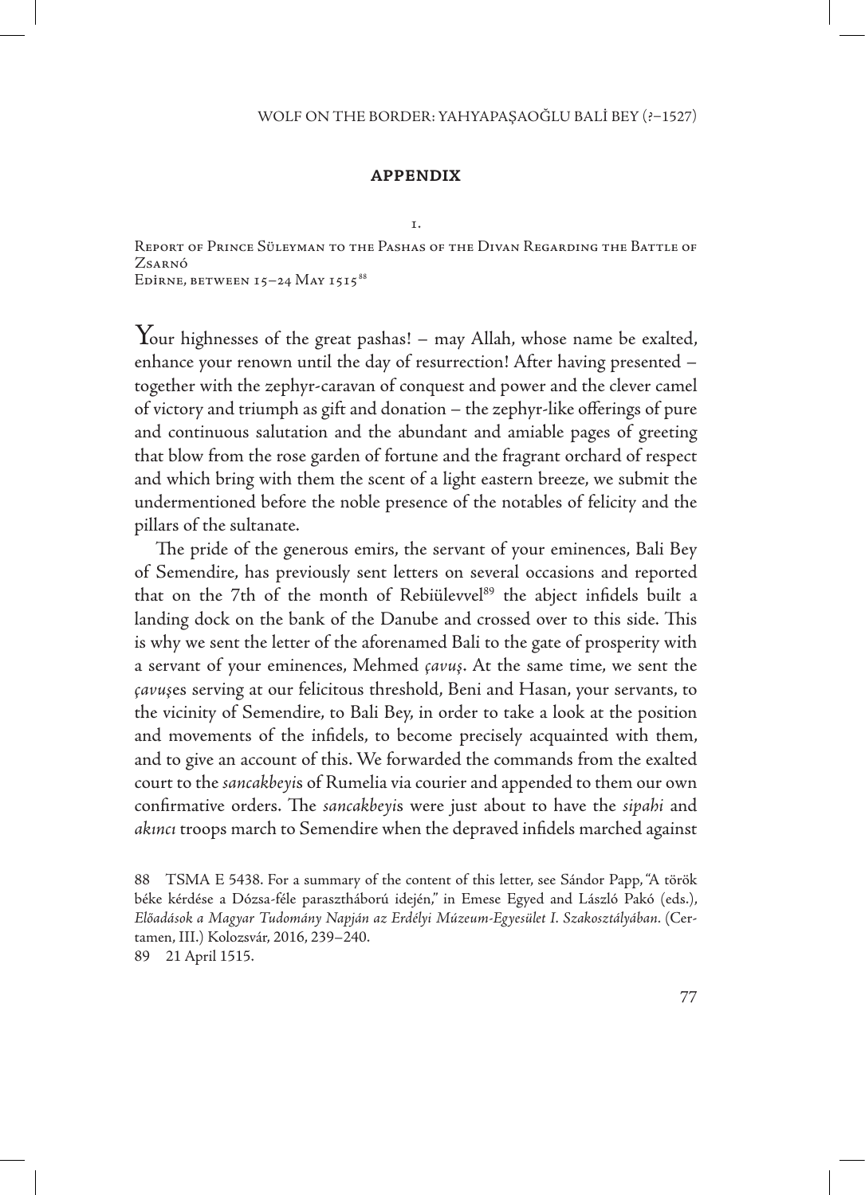## Appendix

### 1.

Report of Prince Süleyman to the Pashas of the Divan Regarding the Battle of Zsarnó
Edirne, between 15–24 May 1515[88]

Your highnesses of the great pashas! – may Allah, whose name be exalted, enhance your renown until the day of resurrection! After having presented – together with the zephyr-caravan of conquest and power and the clever camel of victory and triumph as gift and donation – the zephyr-like offerings of pure and continuous salutation and the abundant and amiable pages of greeting that blow from the rose garden of fortune and the fragrant orchard of respect and which bring with them the scent of a light eastern breeze, we submit the undermentioned before the noble presence of the notables of felicity and the pillars of the sultanate.

The pride of the generous emirs, the servant of your eminences, Bali Bey of Semendire, has previously sent letters on several occasions and reported that on the 7th of the month of Rebiülevvel[89] the abject infidels built a landing dock on the bank of the Danube and crossed over to this side. This is why we sent the letter of the aforenamed Bali to the gate of prosperity with a servant of your eminences, Mehmed *çavuş*. At the same time, we sent the *çavuş*es serving at our felicitous threshold, Beni and Hasan, your servants, to the vicinity of Semendire, to Bali Bey, in order to take a look at the position and movements of the infidels, to become precisely acquainted with them, and to give an account of this. We forwarded the commands from the exalted court to the *sancakbeyi*s of Rumelia via courier and appended to them our own confirmative orders. The *sancakbeyi*s were just about to have the *sipahi* and *akıncı* troops march to Semendire when the depraved infidels marched against

88 TSMA E 5438. For a summary of the content of this letter, see Sándor Papp, "A török béke kérdése a Dózsa-féle parasztháború idején," in Emese Egyed and László Pakó (eds.), *Előadások a Magyar Tudomány Napján az Erdélyi Múzeum-Egyesület I. Szakosztályában*. (Certamen, III.) Kolozsvár, 2016, 239–240.

89 21 April 1515.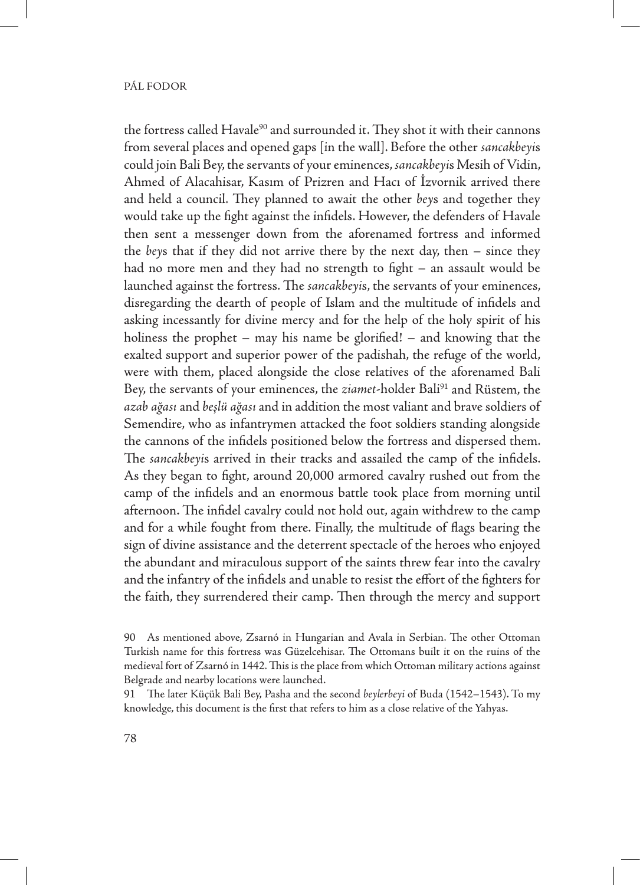the fortress called Havale[90] and surrounded it. They shot it with their cannons from several places and opened gaps [in the wall]. Before the other *sancakbeyi*s could join Bali Bey, the servants of your eminences, *sancakbeyi*s Mesih of Vidin, Ahmed of Alacahisar, Kasım of Prizren and Hacı of İzvornik arrived there and held a council. They planned to await the other *bey*s and together they would take up the fight against the infidels. However, the defenders of Havale then sent a messenger down from the aforenamed fortress and informed the *bey*s that if they did not arrive there by the next day, then – since they had no more men and they had no strength to fight – an assault would be launched against the fortress. The *sancakbeyi*s, the servants of your eminences, disregarding the dearth of people of Islam and the multitude of infidels and asking incessantly for divine mercy and for the help of the holy spirit of his holiness the prophet – may his name be glorified! – and knowing that the exalted support and superior power of the padishah, the refuge of the world, were with them, placed alongside the close relatives of the aforenamed Bali Bey, the servants of your eminences, the *ziamet*-holder Bali[91] and Rüstem, the *azab ağası* and *beşlü ağası* and in addition the most valiant and brave soldiers of Semendire, who as infantrymen attacked the foot soldiers standing alongside the cannons of the infidels positioned below the fortress and dispersed them. The *sancakbeyi*s arrived in their tracks and assailed the camp of the infidels. As they began to fight, around 20,000 armored cavalry rushed out from the camp of the infidels and an enormous battle took place from morning until afternoon. The infidel cavalry could not hold out, again withdrew to the camp and for a while fought from there. Finally, the multitude of flags bearing the sign of divine assistance and the deterrent spectacle of the heroes who enjoyed the abundant and miraculous support of the saints threw fear into the cavalry and the infantry of the infidels and unable to resist the effort of the fighters for the faith, they surrendered their camp. Then through the mercy and support

90 As mentioned above, Zsarnó in Hungarian and Avala in Serbian. The other Ottoman Turkish name for this fortress was Güzelcehisar. The Ottomans built it on the ruins of the medieval fort of Zsarnó in 1442. This is the place from which Ottoman military actions against Belgrade and nearby locations were launched.

91 The later Küçük Bali Bey, Pasha and the second *beylerbeyi* of Buda (1542–1543). To my knowledge, this document is the first that refers to him as a close relative of the Yahyas.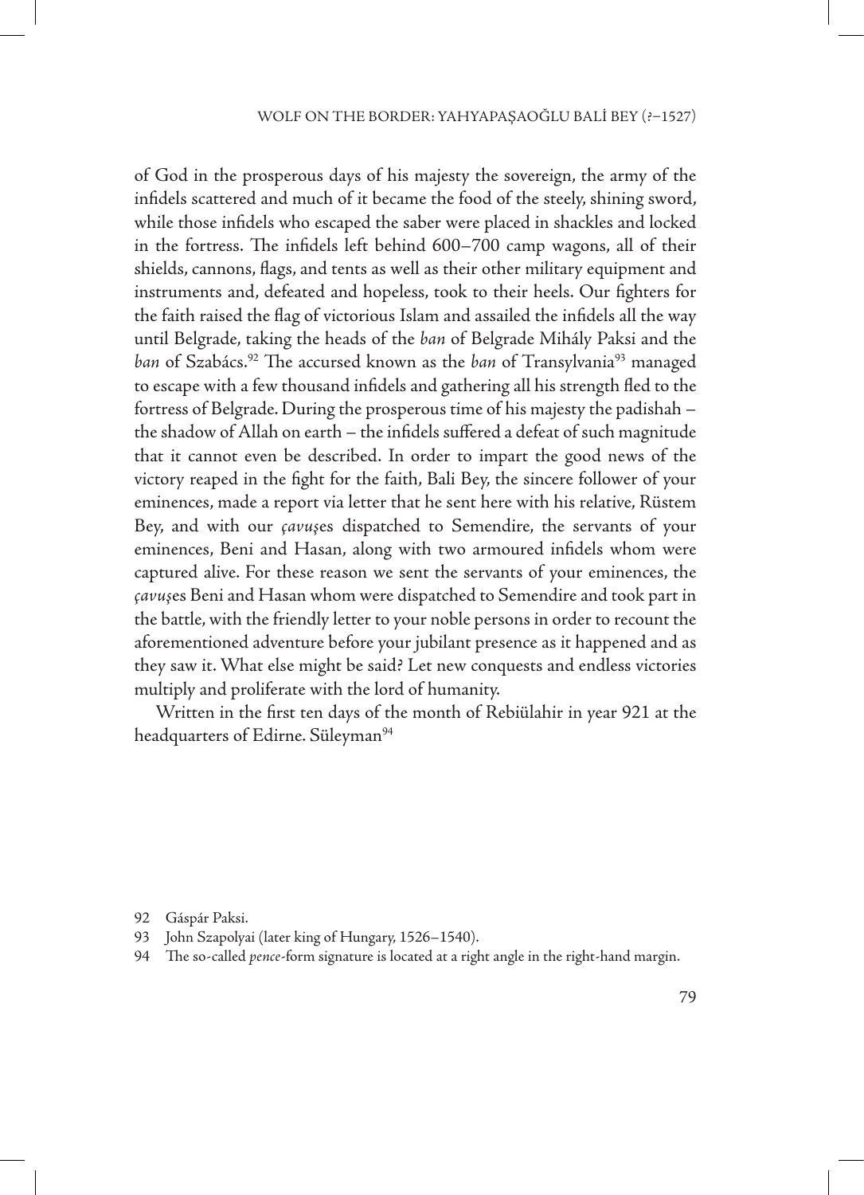of God in the prosperous days of his majesty the sovereign, the army of the infidels scattered and much of it became the food of the steely, shining sword, while those infidels who escaped the saber were placed in shackles and locked in the fortress. The infidels left behind 600–700 camp wagons, all of their shields, cannons, flags, and tents as well as their other military equipment and instruments and, defeated and hopeless, took to their heels. Our fighters for the faith raised the flag of victorious Islam and assailed the infidels all the way until Belgrade, taking the heads of the *ban* of Belgrade Mihály Paksi and the *ban* of Szabács.[92] The accursed known as the *ban* of Transylvania[93] managed to escape with a few thousand infidels and gathering all his strength fled to the fortress of Belgrade. During the prosperous time of his majesty the padishah – the shadow of Allah on earth – the infidels suffered a defeat of such magnitude that it cannot even be described. In order to impart the good news of the victory reaped in the fight for the faith, Bali Bey, the sincere follower of your eminences, made a report via letter that he sent here with his relative, Rüstem Bey, and with our *çavuş*es dispatched to Semendire, the servants of your eminences, Beni and Hasan, along with two armoured infidels whom were captured alive. For these reason we sent the servants of your eminences, the *çavuş*es Beni and Hasan whom were dispatched to Semendire and took part in the battle, with the friendly letter to your noble persons in order to recount the aforementioned adventure before your jubilant presence as it happened and as they saw it. What else might be said? Let new conquests and endless victories multiply and proliferate with the lord of humanity.

Written in the first ten days of the month of Rebiülahir in year 921 at the headquarters of Edirne. Süleyman[94]

92 Gáspár Paksi.

93 John Szapolyai (later king of Hungary, 1526–1540).

94 The so-called *pence*-form signature is located at a right angle in the right-hand margin.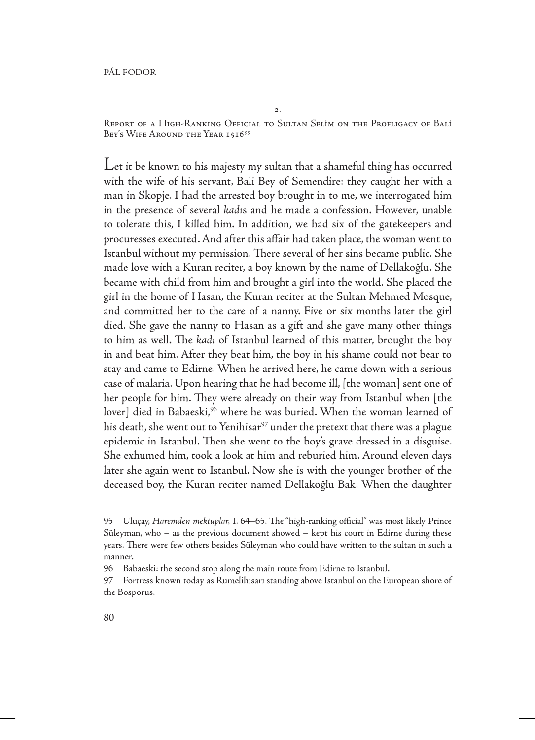2.

## Report of a High-Ranking Official to Sultan Selim on the Profligacy of Bali Bey's Wife Around the Year 1516[95]

Let it be known to his majesty my sultan that a shameful thing has occurred with the wife of his servant, Bali Bey of Semendire: they caught her with a man in Skopje. I had the arrested boy brought in to me, we interrogated him in the presence of several *kad*ıs and he made a confession. However, unable to tolerate this, I killed him. In addition, we had six of the gatekeepers and procuresses executed. And after this affair had taken place, the woman went to Istanbul without my permission. There several of her sins became public. She made love with a Kuran reciter, a boy known by the name of Dellakoğlu. She became with child from him and brought a girl into the world. She placed the girl in the home of Hasan, the Kuran reciter at the Sultan Mehmed Mosque, and committed her to the care of a nanny. Five or six months later the girl died. She gave the nanny to Hasan as a gift and she gave many other things to him as well. The *kadı* of Istanbul learned of this matter, brought the boy in and beat him. After they beat him, the boy in his shame could not bear to stay and came to Edirne. When he arrived here, he came down with a serious case of malaria. Upon hearing that he had become ill, [the woman] sent one of her people for him. They were already on their way from Istanbul when [the lover] died in Babaeski,[96] where he was buried. When the woman learned of his death, she went out to Yenihisar[97] under the pretext that there was a plague epidemic in Istanbul. Then she went to the boy's grave dressed in a disguise. She exhumed him, took a look at him and reburied him. Around eleven days later she again went to Istanbul. Now she is with the younger brother of the deceased boy, the Kuran reciter named Dellakoğlu Bak. When the daughter

95 Uluçay, *Haremden mektuplar,* I. 64–65. The "high-ranking official" was most likely Prince Süleyman, who – as the previous document showed – kept his court in Edirne during these years. There were few others besides Süleyman who could have written to the sultan in such a manner.

96 Babaeski: the second stop along the main route from Edirne to Istanbul.

97 Fortress known today as Rumelihisarı standing above Istanbul on the European shore of the Bosporus.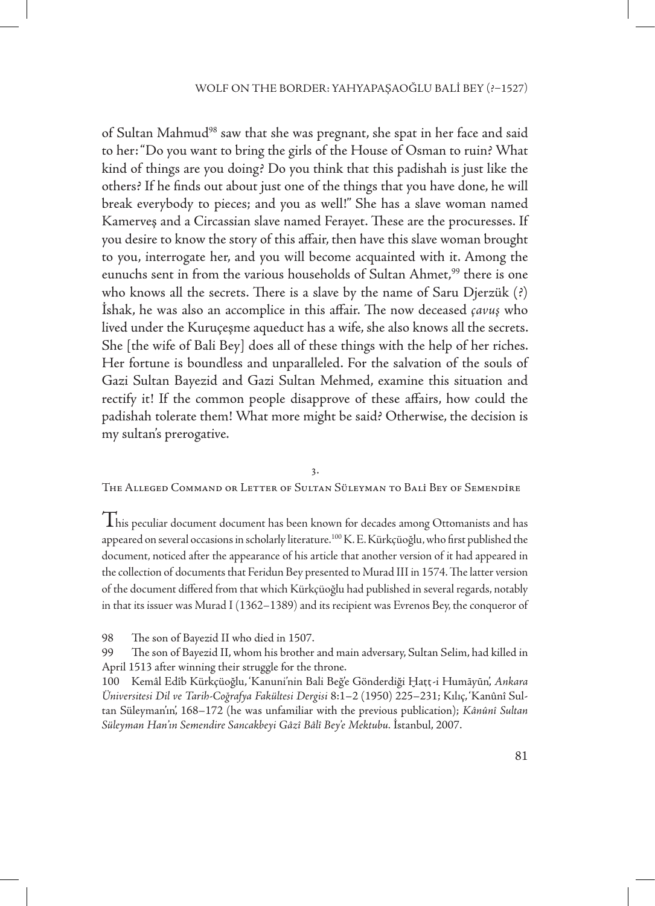of Sultan Mahmud[98] saw that she was pregnant, she spat in her face and said to her: "Do you want to bring the girls of the House of Osman to ruin? What kind of things are you doing? Do you think that this padishah is just like the others? If he finds out about just one of the things that you have done, he will break everybody to pieces; and you as well!" She has a slave woman named Kamerveş and a Circassian slave named Ferayet. These are the procuresses. If you desire to know the story of this affair, then have this slave woman brought to you, interrogate her, and you will become acquainted with it. Among the eunuchs sent in from the various households of Sultan Ahmet,[99] there is one who knows all the secrets. There is a slave by the name of Saru Djerzük (?) İshak, he was also an accomplice in this affair. The now deceased *çavuş* who lived under the Kuruçeşme aqueduct has a wife, she also knows all the secrets. She [the wife of Bali Bey] does all of these things with the help of her riches. Her fortune is boundless and unparalleled. For the salvation of the souls of Gazi Sultan Bayezid and Gazi Sultan Mehmed, examine this situation and rectify it! If the common people disapprove of these affairs, how could the padishah tolerate them! What more might be said? Otherwise, the decision is my sultan's prerogative.

## 3. The Alleged Command or Letter of Sultan Süleyman to Balî Bey of Semendîre

This peculiar document document has been known for decades among Ottomanists and has appeared on several occasions in scholarly literature.[100] K. E. Kürkçüoğlu, who first published the document, noticed after the appearance of his article that another version of it had appeared in the collection of documents that Feridun Bey presented to Murad III in 1574. The latter version of the document differed from that which Kürkçüoğlu had published in several regards, notably in that its issuer was Murad I (1362–1389) and its recipient was Evrenos Bey, the conqueror of

98 The son of Bayezid II who died in 1507.

99 The son of Bayezid II, whom his brother and main adversary, Sultan Selim, had killed in April 1513 after winning their struggle for the throne.

100 Kemâl Edîb Kürkçüoğlu, 'Kanuni'nin Bali Beğ'e Gönderdiği Ḫaṭṭ-i Humāyūn', *Ankara Üniversitesi Dil ve Tarih-Coğrafya Fakültesi Dergisi* 8:1–2 (1950) 225–231; Kılıç, 'Kanûnî Sultan Süleyman'ın', 168–172 (he was unfamiliar with the previous publication); *Kânûnî Sultan Süleyman Han'ın Semendire Sancakbeyi Gâzî Bâlî Bey'e Mektubu*. İstanbul, 2007.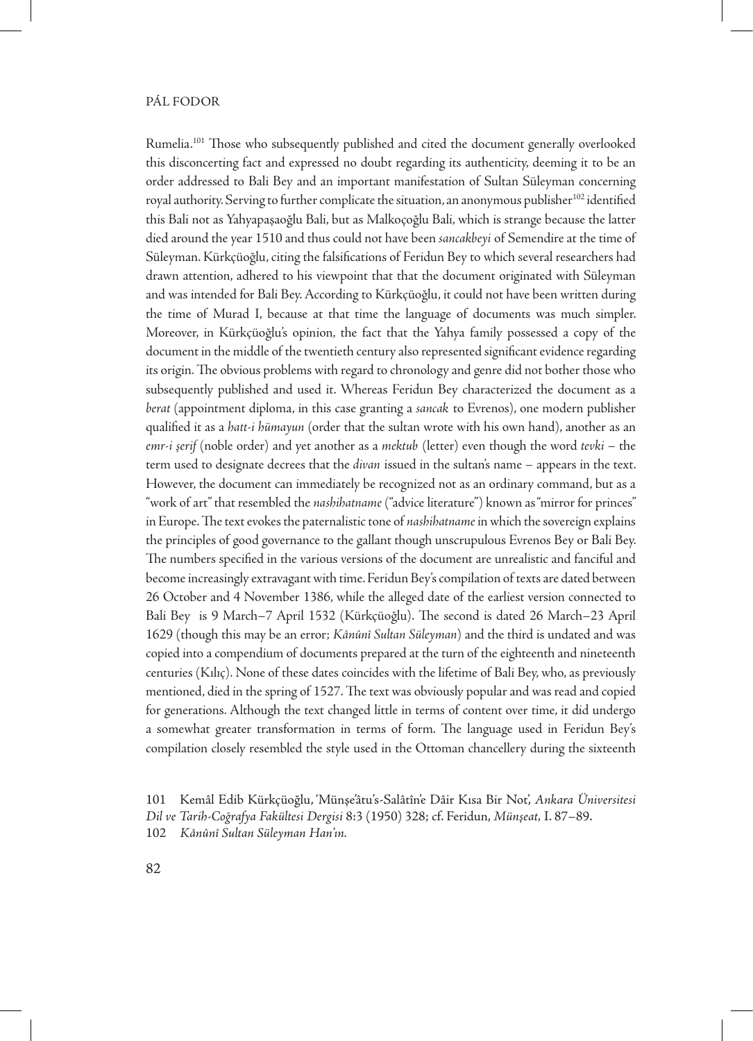Rumelia.[101] Those who subsequently published and cited the document generally overlooked this disconcerting fact and expressed no doubt regarding its authenticity, deeming it to be an order addressed to Bali Bey and an important manifestation of Sultan Süleyman concerning royal authority. Serving to further complicate the situation, an anonymous publisher[102] identified this Bali not as Yahyapaşaoğlu Bali, but as Malkoçoğlu Bali, which is strange because the latter died around the year 1510 and thus could not have been *sancakbeyi* of Semendire at the time of Süleyman. Kürkçüoğlu, citing the falsifications of Feridun Bey to which several researchers had drawn attention, adhered to his viewpoint that that the document originated with Süleyman and was intended for Bali Bey. According to Kürkçüoğlu, it could not have been written during the time of Murad I, because at that time the language of documents was much simpler. Moreover, in Kürkçüoğlu's opinion, the fact that the Yahya family possessed a copy of the document in the middle of the twentieth century also represented significant evidence regarding its origin. The obvious problems with regard to chronology and genre did not bother those who subsequently published and used it. Whereas Feridun Bey characterized the document as a *berat* (appointment diploma, in this case granting a *sancak* to Evrenos), one modern publisher qualified it as a *hatt-i hümayun* (order that the sultan wrote with his own hand), another as an *emr-i şerif* (noble order) and yet another as a *mektub* (letter) even though the word *tevki* – the term used to designate decrees that the *divan* issued in the sultan's name – appears in the text. However, the document can immediately be recognized not as an ordinary command, but as a "work of art" that resembled the *nashihatname* ("advice literature") known as "mirror for princes" in Europe. The text evokes the paternalistic tone of *nashihatname* in which the sovereign explains the principles of good governance to the gallant though unscrupulous Evrenos Bey or Bali Bey. The numbers specified in the various versions of the document are unrealistic and fanciful and become increasingly extravagant with time. Feridun Bey's compilation of texts are dated between 26 October and 4 November 1386, while the alleged date of the earliest version connected to Bali Bey is 9 March–7 April 1532 (Kürkçüoğlu). The second is dated 26 March–23 April 1629 (though this may be an error; *Kânûnî Sultan Süleyman*) and the third is undated and was copied into a compendium of documents prepared at the turn of the eighteenth and nineteenth centuries (Kılıç). None of these dates coincides with the lifetime of Bali Bey, who, as previously mentioned, died in the spring of 1527. The text was obviously popular and was read and copied for generations. Although the text changed little in terms of content over time, it did undergo a somewhat greater transformation in terms of form. The language used in Feridun Bey's compilation closely resembled the style used in the Ottoman chancellery during the sixteenth

101 Kemâl Edib Kürkçüoğlu, 'Münşe'âtu's-Salâtîn'e Dâir Kısa Bir Not', *Ankara Üniversitesi Dil ve Tarih-Coğrafya Fakültesi Dergisi* 8:3 (1950) 328; cf. Feridun, *Münşeat*, I. 87–89.

102 *Kânûnî Sultan Süleyman Han'ın*.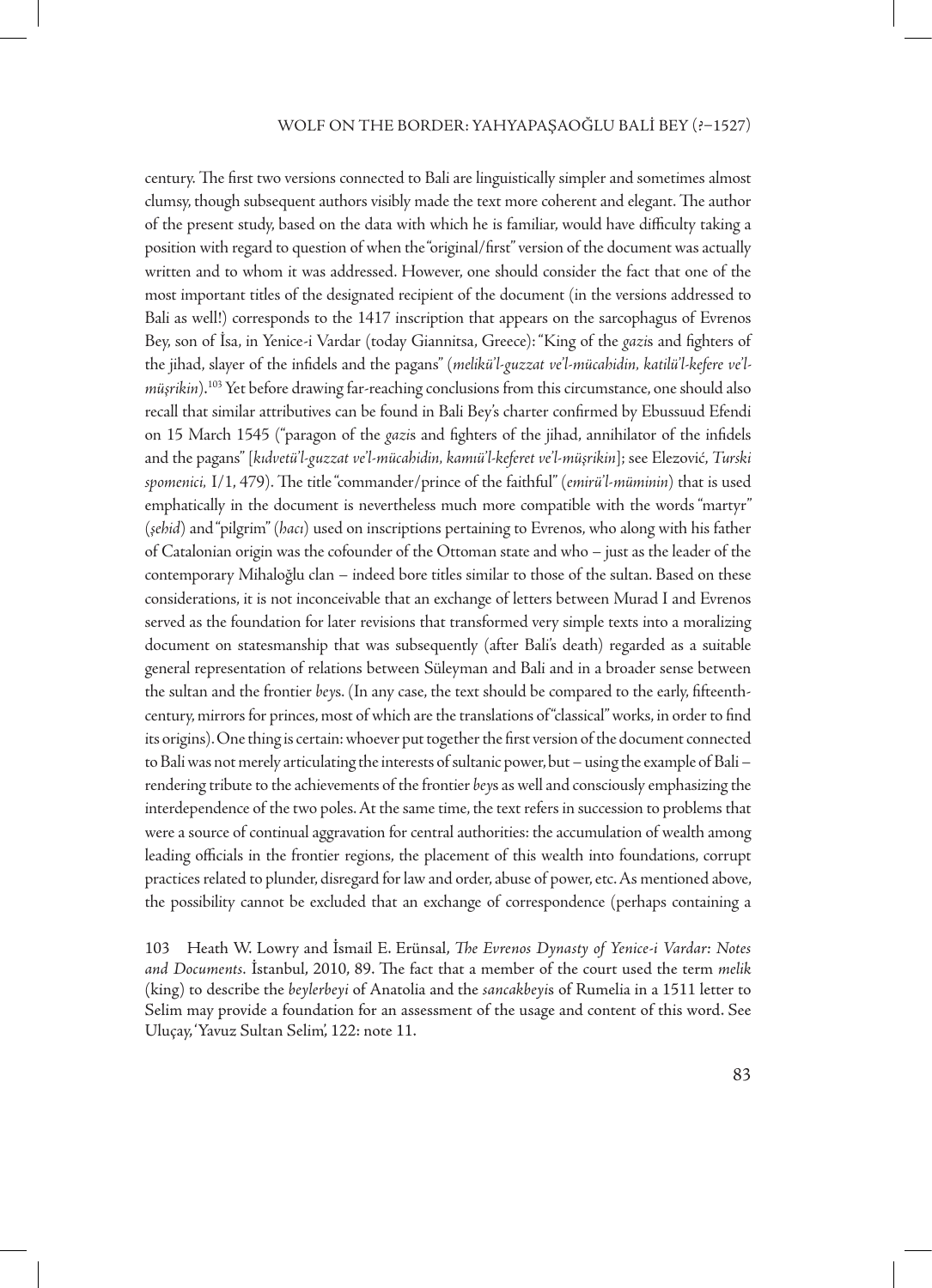century. The first two versions connected to Bali are linguistically simpler and sometimes almost clumsy, though subsequent authors visibly made the text more coherent and elegant. The author of the present study, based on the data with which he is familiar, would have difficulty taking a position with regard to question of when the "original/first" version of the document was actually written and to whom it was addressed. However, one should consider the fact that one of the most important titles of the designated recipient of the document (in the versions addressed to Bali as well!) corresponds to the 1417 inscription that appears on the sarcophagus of Evrenos Bey, son of İsa, in Yenice-i Vardar (today Giannitsa, Greece): "King of the *gazi*s and fighters of the jihad, slayer of the infidels and the pagans" (*melikü'l-guzzat ve'l-mücahidin, katilü'l-kefere ve'l-müşrikin*).[103] Yet before drawing far-reaching conclusions from this circumstance, one should also recall that similar attributives can be found in Bali Bey's charter confirmed by Ebussuud Efendi on 15 March 1545 ("paragon of the *gazi*s and fighters of the jihad, annihilator of the infidels and the pagans" [*kıdvetü'l-guzzat ve'l-mücahidin, kamiü'l-keferet ve'l-müşrikin*]; see Elezović, *Turski spomenici,* I/1, 479). The title "commander/prince of the faithful" (*emirü'l-müminin*) that is used emphatically in the document is nevertheless much more compatible with the words "martyr" (*şehid*) and "pilgrim" (*hacı*) used on inscriptions pertaining to Evrenos, who along with his father of Catalonian origin was the cofounder of the Ottoman state and who – just as the leader of the contemporary Mihaloğlu clan – indeed bore titles similar to those of the sultan. Based on these considerations, it is not inconceivable that an exchange of letters between Murad I and Evrenos served as the foundation for later revisions that transformed very simple texts into a moralizing document on statesmanship that was subsequently (after Bali's death) regarded as a suitable general representation of relations between Süleyman and Bali and in a broader sense between the sultan and the frontier *bey*s. (In any case, the text should be compared to the early, fifteenth-century, mirrors for princes, most of which are the translations of "classical" works, in order to find its origins). One thing is certain: whoever put together the first version of the document connected to Bali was not merely articulating the interests of sultanic power, but – using the example of Bali – rendering tribute to the achievements of the frontier *bey*s as well and consciously emphasizing the interdependence of the two poles. At the same time, the text refers in succession to problems that were a source of continual aggravation for central authorities: the accumulation of wealth among leading officials in the frontier regions, the placement of this wealth into foundations, corrupt practices related to plunder, disregard for law and order, abuse of power, etc. As mentioned above, the possibility cannot be excluded that an exchange of correspondence (perhaps containing a

103 Heath W. Lowry and İsmail E. Erünsal, *The Evrenos Dynasty of Yenice-i Vardar: Notes and Documents*. İstanbul, 2010, 89. The fact that a member of the court used the term *melik* (king) to describe the *beylerbeyi* of Anatolia and the *sancakbeyi*s of Rumelia in a 1511 letter to Selim may provide a foundation for an assessment of the usage and content of this word. See Uluçay, 'Yavuz Sultan Selim', 122: note 11.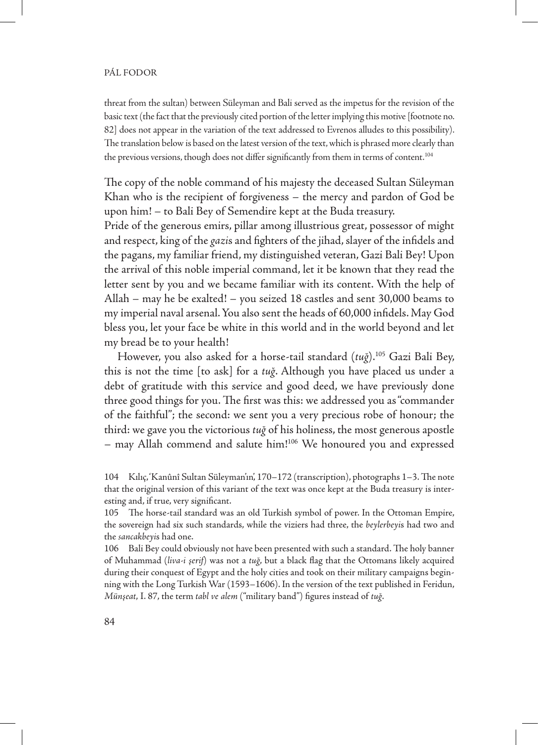threat from the sultan) between Süleyman and Bali served as the impetus for the revision of the basic text (the fact that the previously cited portion of the letter implying this motive [footnote no. 82] does not appear in the variation of the text addressed to Evrenos alludes to this possibility). The translation below is based on the latest version of the text, which is phrased more clearly than the previous versions, though does not differ significantly from them in terms of content.[104]

The copy of the noble command of his majesty the deceased Sultan Süleyman Khan who is the recipient of forgiveness – the mercy and pardon of God be upon him! – to Bali Bey of Semendire kept at the Buda treasury.

Pride of the generous emirs, pillar among illustrious great, possessor of might and respect, king of the *gazi*s and fighters of the jihad, slayer of the infidels and the pagans, my familiar friend, my distinguished veteran, Gazi Bali Bey! Upon the arrival of this noble imperial command, let it be known that they read the letter sent by you and we became familiar with its content. With the help of Allah – may he be exalted! – you seized 18 castles and sent 30,000 beams to my imperial naval arsenal. You also sent the heads of 60,000 infidels. May God bless you, let your face be white in this world and in the world beyond and let my bread be to your health!

However, you also asked for a horse-tail standard (*tuğ*).[105] Gazi Bali Bey, this is not the time [to ask] for a *tuğ*. Although you have placed us under a debt of gratitude with this service and good deed, we have previously done three good things for you. The first was this: we addressed you as "commander of the faithful"; the second: we sent you a very precious robe of honour; the third: we gave you the victorious *tuğ* of his holiness, the most generous apostle – may Allah commend and salute him![106] We honoured you and expressed

104 Kılıç, 'Kanûnî Sultan Süleyman'ın', 170–172 (transcription), photographs 1–3. The note that the original version of this variant of the text was once kept at the Buda treasury is interesting and, if true, very significant.

105 The horse-tail standard was an old Turkish symbol of power. In the Ottoman Empire, the sovereign had six such standards, while the viziers had three, the *beylerbeyi*s had two and the *sancakbeyi*s had one.

106 Bali Bey could obviously not have been presented with such a standard. The holy banner of Muhammad (*liva-i şerif*) was not a *tuğ*, but a black flag that the Ottomans likely acquired during their conquest of Egypt and the holy cities and took on their military campaigns beginning with the Long Turkish War (1593–1606). In the version of the text published in Feridun, *Münşeat*, I. 87, the term *tabl ve alem* ("military band") figures instead of *tuğ*.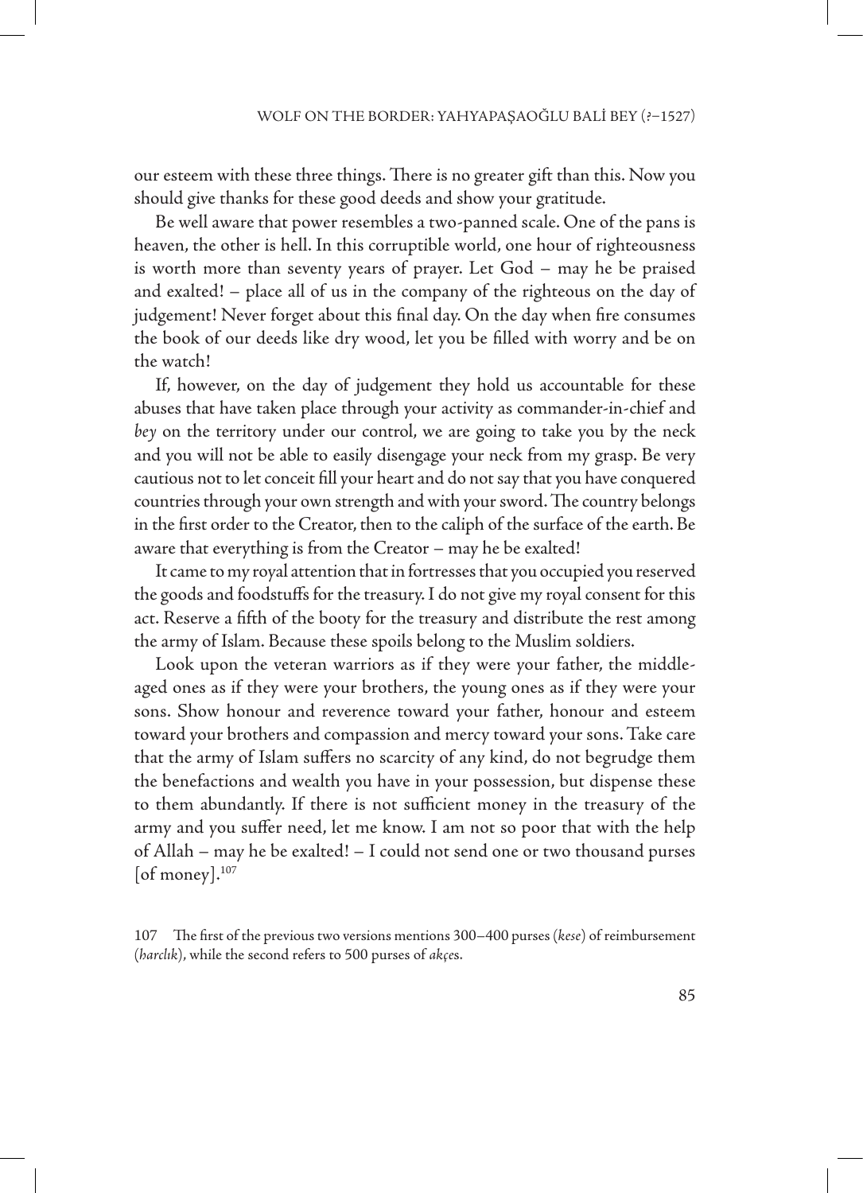our esteem with these three things. There is no greater gift than this. Now you should give thanks for these good deeds and show your gratitude.

Be well aware that power resembles a two-panned scale. One of the pans is heaven, the other is hell. In this corruptible world, one hour of righteousness is worth more than seventy years of prayer. Let God – may he be praised and exalted! – place all of us in the company of the righteous on the day of judgement! Never forget about this final day. On the day when fire consumes the book of our deeds like dry wood, let you be filled with worry and be on the watch!

If, however, on the day of judgement they hold us accountable for these abuses that have taken place through your activity as commander-in-chief and *bey* on the territory under our control, we are going to take you by the neck and you will not be able to easily disengage your neck from my grasp. Be very cautious not to let conceit fill your heart and do not say that you have conquered countries through your own strength and with your sword. The country belongs in the first order to the Creator, then to the caliph of the surface of the earth. Be aware that everything is from the Creator – may he be exalted!

It came to my royal attention that in fortresses that you occupied you reserved the goods and foodstuffs for the treasury. I do not give my royal consent for this act. Reserve a fifth of the booty for the treasury and distribute the rest among the army of Islam. Because these spoils belong to the Muslim soldiers.

Look upon the veteran warriors as if they were your father, the middle-aged ones as if they were your brothers, the young ones as if they were your sons. Show honour and reverence toward your father, honour and esteem toward your brothers and compassion and mercy toward your sons. Take care that the army of Islam suffers no scarcity of any kind, do not begrudge them the benefactions and wealth you have in your possession, but dispense these to them abundantly. If there is not sufficient money in the treasury of the army and you suffer need, let me know. I am not so poor that with the help of Allah – may he be exalted! – I could not send one or two thousand purses [of money].[107]

107 The first of the previous two versions mentions 300–400 purses (*kese*) of reimbursement (*harclık*), while the second refers to 500 purses of *akçe*s.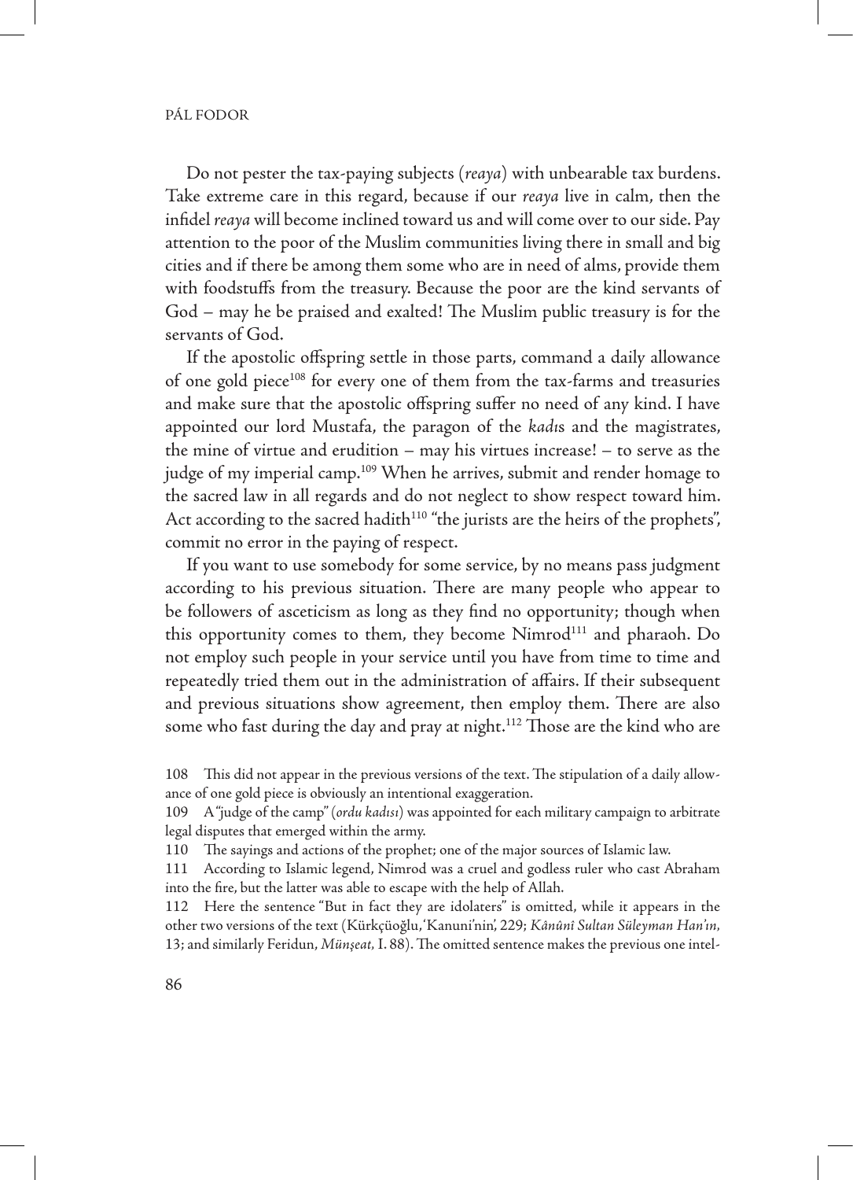Do not pester the tax-paying subjects (*reaya*) with unbearable tax burdens. Take extreme care in this regard, because if our *reaya* live in calm, then the infidel *reaya* will become inclined toward us and will come over to our side. Pay attention to the poor of the Muslim communities living there in small and big cities and if there be among them some who are in need of alms, provide them with foodstuffs from the treasury. Because the poor are the kind servants of God – may he be praised and exalted! The Muslim public treasury is for the servants of God.

If the apostolic offspring settle in those parts, command a daily allowance of one gold piece[108] for every one of them from the tax-farms and treasuries and make sure that the apostolic offspring suffer no need of any kind. I have appointed our lord Mustafa, the paragon of the *kadı*s and the magistrates, the mine of virtue and erudition – may his virtues increase! – to serve as the judge of my imperial camp.[109] When he arrives, submit and render homage to the sacred law in all regards and do not neglect to show respect toward him. Act according to the sacred hadith[110] "the jurists are the heirs of the prophets", commit no error in the paying of respect.

If you want to use somebody for some service, by no means pass judgment according to his previous situation. There are many people who appear to be followers of asceticism as long as they find no opportunity; though when this opportunity comes to them, they become Nimrod[111] and pharaoh. Do not employ such people in your service until you have from time to time and repeatedly tried them out in the administration of affairs. If their subsequent and previous situations show agreement, then employ them. There are also some who fast during the day and pray at night.[112] Those are the kind who are

108 This did not appear in the previous versions of the text. The stipulation of a daily allowance of one gold piece is obviously an intentional exaggeration.

109 A "judge of the camp" (*ordu kadısı*) was appointed for each military campaign to arbitrate legal disputes that emerged within the army.

110 The sayings and actions of the prophet; one of the major sources of Islamic law.

111 According to Islamic legend, Nimrod was a cruel and godless ruler who cast Abraham into the fire, but the latter was able to escape with the help of Allah.

112 Here the sentence "But in fact they are idolaters" is omitted, while it appears in the other two versions of the text (Kürkçüoğlu, 'Kanuni'nin', 229; *Kânûnî Sultan Süleyman Han'ın,* 13; and similarly Feridun, *Münşeat,* I. 88). The omitted sentence makes the previous one intel-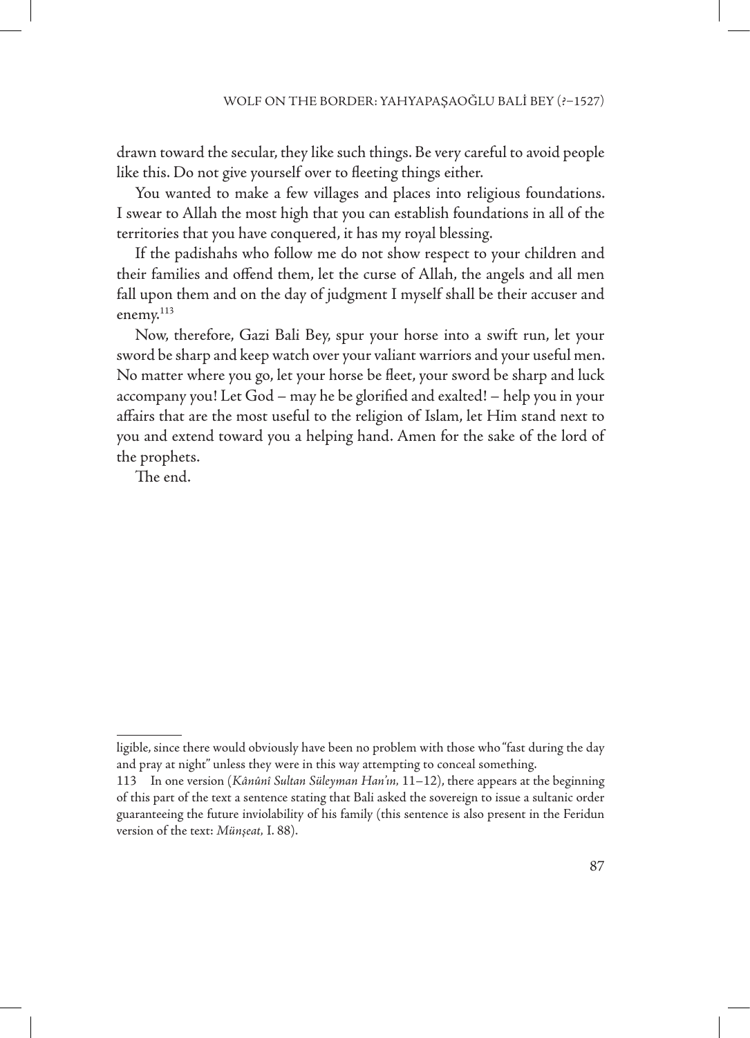drawn toward the secular, they like such things. Be very careful to avoid people like this. Do not give yourself over to fleeting things either.

You wanted to make a few villages and places into religious foundations. I swear to Allah the most high that you can establish foundations in all of the territories that you have conquered, it has my royal blessing.

If the padishahs who follow me do not show respect to your children and their families and offend them, let the curse of Allah, the angels and all men fall upon them and on the day of judgment I myself shall be their accuser and enemy.[113]

Now, therefore, Gazi Bali Bey, spur your horse into a swift run, let your sword be sharp and keep watch over your valiant warriors and your useful men. No matter where you go, let your horse be fleet, your sword be sharp and luck accompany you! Let God – may he be glorified and exalted! – help you in your affairs that are the most useful to the religion of Islam, let Him stand next to you and extend toward you a helping hand. Amen for the sake of the lord of the prophets.

The end.

---

ligible, since there would obviously have been no problem with those who "fast during the day and pray at night" unless they were in this way attempting to conceal something.

113 In one version (*Kânûnî Sultan Süleyman Han'ın,* 11–12), there appears at the beginning of this part of the text a sentence stating that Bali asked the sovereign to issue a sultanic order guaranteeing the future inviolability of his family (this sentence is also present in the Feridun version of the text: *Münşeat,* I. 88).